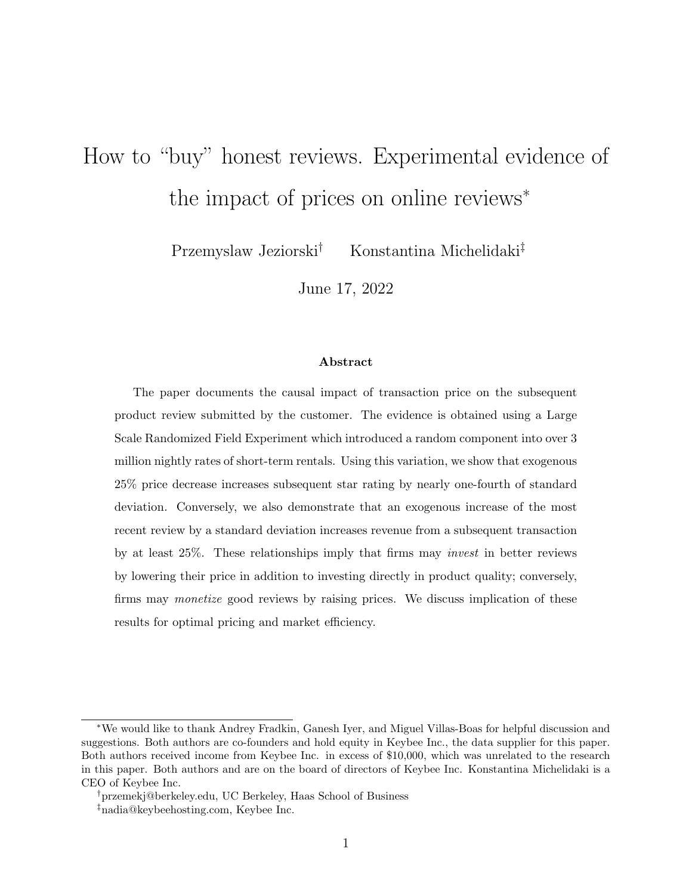# How to "buy" honest reviews. Experimental evidence of the impact of prices on online reviews[*]

Przemyslaw Jeziorski[†] Konstantina Michelidaki[‡]

June 17, 2022

### Abstract

The paper documents the causal impact of transaction price on the subsequent product review submitted by the customer. The evidence is obtained using a Large Scale Randomized Field Experiment which introduced a random component into over 3 million nightly rates of short-term rentals. Using this variation, we show that exogenous 25% price decrease increases subsequent star rating by nearly one-fourth of standard deviation. Conversely, we also demonstrate that an exogenous increase of the most recent review by a standard deviation increases revenue from a subsequent transaction by at least 25%. These relationships imply that firms may *invest* in better reviews by lowering their price in addition to investing directly in product quality; conversely, firms may *monetize* good reviews by raising prices. We discuss implication of these results for optimal pricing and market efficiency.

---

[*] We would like to thank Andrey Fradkin, Ganesh Iyer, and Miguel Villas-Boas for helpful discussion and suggestions. Both authors are co-founders and hold equity in Keybee Inc., the data supplier for this paper. Both authors received income from Keybee Inc. in excess of $10,000, which was unrelated to the research in this paper. Both authors and are on the board of directors of Keybee Inc. Konstantina Michelidaki is a CEO of Keybee Inc.

[†] przemekj@berkeley.edu, UC Berkeley, Haas School of Business

[‡] nadia@keybeehosting.com, Keybee Inc.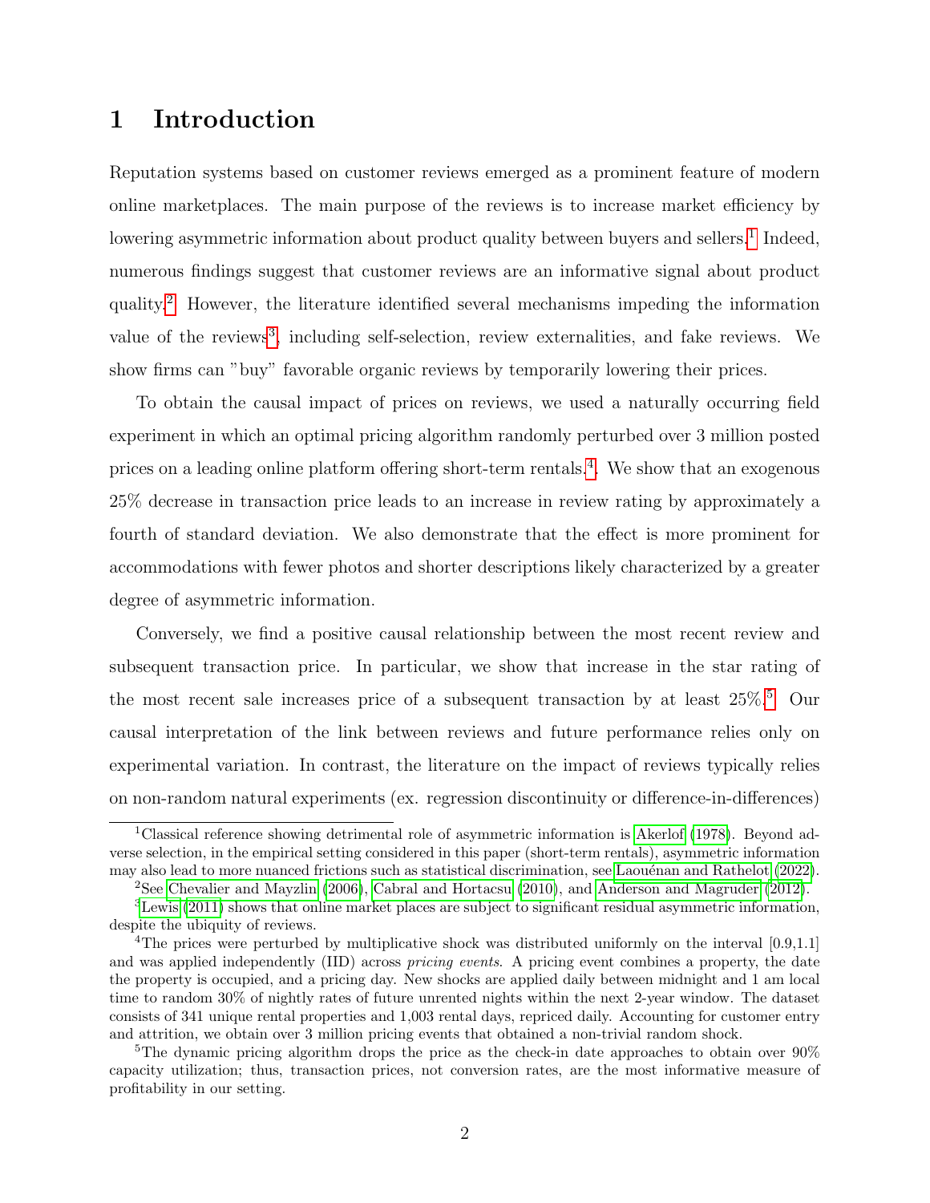# 1 Introduction

Reputation systems based on customer reviews emerged as a prominent feature of modern online marketplaces. The main purpose of the reviews is to increase market efficiency by lowering asymmetric information about product quality between buyers and sellers.[1] Indeed, numerous findings suggest that customer reviews are an informative signal about product quality.[2] However, the literature identified several mechanisms impeding the information value of the reviews[3], including self-selection, review externalities, and fake reviews. We show firms can "buy" favorable organic reviews by temporarily lowering their prices.

To obtain the causal impact of prices on reviews, we used a naturally occurring field experiment in which an optimal pricing algorithm randomly perturbed over 3 million posted prices on a leading online platform offering short-term rentals.[4]. We show that an exogenous 25% decrease in transaction price leads to an increase in review rating by approximately a fourth of standard deviation. We also demonstrate that the effect is more prominent for accommodations with fewer photos and shorter descriptions likely characterized by a greater degree of asymmetric information.

Conversely, we find a positive causal relationship between the most recent review and subsequent transaction price. In particular, we show that increase in the star rating of the most recent sale increases price of a subsequent transaction by at least 25%.[5] Our causal interpretation of the link between reviews and future performance relies only on experimental variation. In contrast, the literature on the impact of reviews typically relies on non-random natural experiments (ex. regression discontinuity or difference-in-differences)

---

[1] Classical reference showing detrimental role of asymmetric information is Akerlof (1978). Beyond adverse selection, in the empirical setting considered in this paper (short-term rentals), asymmetric information may also lead to more nuanced frictions such as statistical discrimination, see Laouénan and Rathelot (2022).

[2] See Chevalier and Mayzlin (2006), Cabral and Hortacsu (2010), and Anderson and Magruder (2012).

[3] Lewis (2011) shows that online market places are subject to significant residual asymmetric information, despite the ubiquity of reviews.

[4] The prices were perturbed by multiplicative shock was distributed uniformly on the interval [0.9,1.1] and was applied independently (IID) across *pricing events*. A pricing event combines a property, the date the property is occupied, and a pricing day. New shocks are applied daily between midnight and 1 am local time to random 30% of nightly rates of future unrented nights within the next 2-year window. The dataset consists of 341 unique rental properties and 1,003 rental days, repriced daily. Accounting for customer entry and attrition, we obtain over 3 million pricing events that obtained a non-trivial random shock.

[5] The dynamic pricing algorithm drops the price as the check-in date approaches to obtain over 90% capacity utilization; thus, transaction prices, not conversion rates, are the most informative measure of profitability in our setting.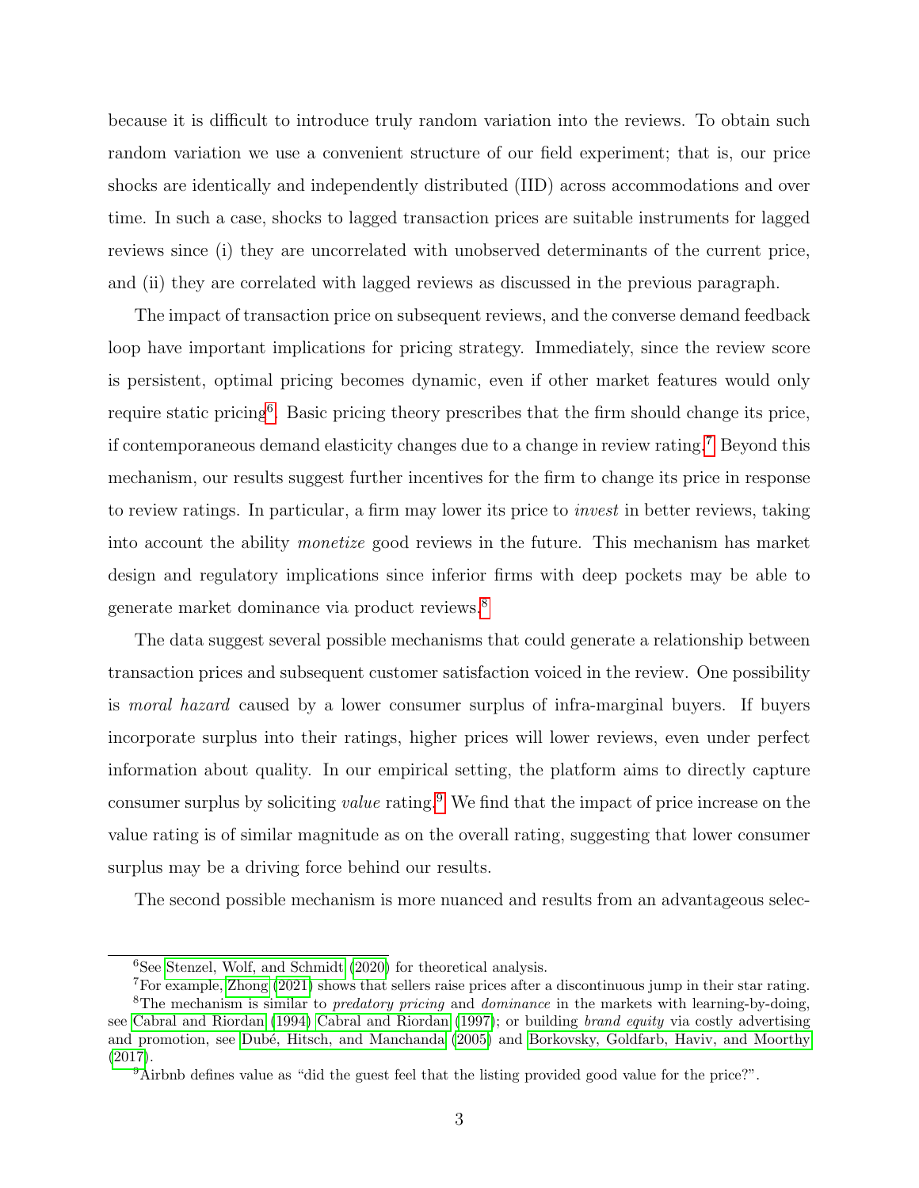because it is difficult to introduce truly random variation into the reviews. To obtain such random variation we use a convenient structure of our field experiment; that is, our price shocks are identically and independently distributed (IID) across accommodations and over time. In such a case, shocks to lagged transaction prices are suitable instruments for lagged reviews since (i) they are uncorrelated with unobserved determinants of the current price, and (ii) they are correlated with lagged reviews as discussed in the previous paragraph.

The impact of transaction price on subsequent reviews, and the converse demand feedback loop have important implications for pricing strategy. Immediately, since the review score is persistent, optimal pricing becomes dynamic, even if other market features would only require static pricing[6]. Basic pricing theory prescribes that the firm should change its price, if contemporaneous demand elasticity changes due to a change in review rating.[7] Beyond this mechanism, our results suggest further incentives for the firm to change its price in response to review ratings. In particular, a firm may lower its price to *invest* in better reviews, taking into account the ability *monetize* good reviews in the future. This mechanism has market design and regulatory implications since inferior firms with deep pockets may be able to generate market dominance via product reviews.[8]

The data suggest several possible mechanisms that could generate a relationship between transaction prices and subsequent customer satisfaction voiced in the review. One possibility is *moral hazard* caused by a lower consumer surplus of infra-marginal buyers. If buyers incorporate surplus into their ratings, higher prices will lower reviews, even under perfect information about quality. In our empirical setting, the platform aims to directly capture consumer surplus by soliciting *value* rating.[9] We find that the impact of price increase on the value rating is of similar magnitude as on the overall rating, suggesting that lower consumer surplus may be a driving force behind our results.

The second possible mechanism is more nuanced and results from an advantageous selec-

---

[6] See Stenzel, Wolf, and Schmidt (2020) for theoretical analysis.

[7] For example, Zhong (2021) shows that sellers raise prices after a discontinuous jump in their star rating.

[8] The mechanism is similar to *predatory pricing* and *dominance* in the markets with learning-by-doing, see Cabral and Riordan (1994) Cabral and Riordan (1997); or building *brand equity* via costly advertising and promotion, see Dubé, Hitsch, and Manchanda (2005) and Borkovsky, Goldfarb, Haviv, and Moorthy (2017).

[9] Airbnb defines value as "did the guest feel that the listing provided good value for the price?".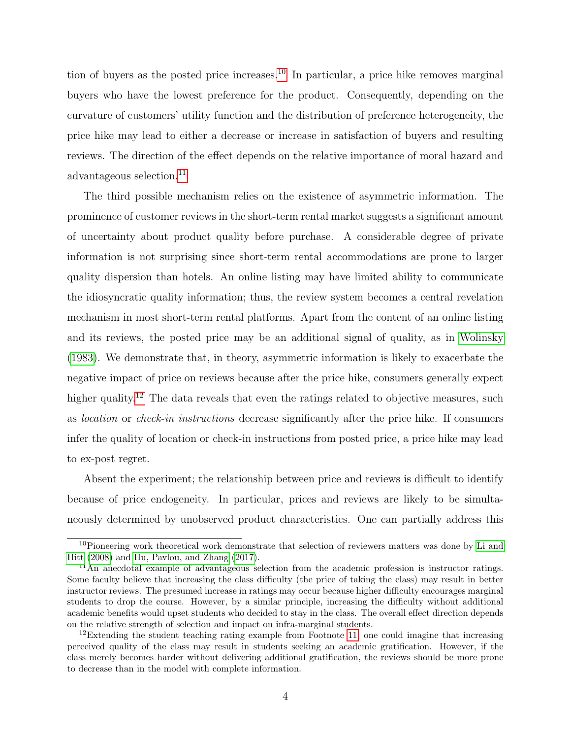tion of buyers as the posted price increases.[10] In particular, a price hike removes marginal buyers who have the lowest preference for the product. Consequently, depending on the curvature of customers' utility function and the distribution of preference heterogeneity, the price hike may lead to either a decrease or increase in satisfaction of buyers and resulting reviews. The direction of the effect depends on the relative importance of moral hazard and advantageous selection.[11]

The third possible mechanism relies on the existence of asymmetric information. The prominence of customer reviews in the short-term rental market suggests a significant amount of uncertainty about product quality before purchase. A considerable degree of private information is not surprising since short-term rental accommodations are prone to larger quality dispersion than hotels. An online listing may have limited ability to communicate the idiosyncratic quality information; thus, the review system becomes a central revelation mechanism in most short-term rental platforms. Apart from the content of an online listing and its reviews, the posted price may be an additional signal of quality, as in Wolinsky (1983). We demonstrate that, in theory, asymmetric information is likely to exacerbate the negative impact of price on reviews because after the price hike, consumers generally expect higher quality.[12] The data reveals that even the ratings related to objective measures, such as *location* or *check-in instructions* decrease significantly after the price hike. If consumers infer the quality of location or check-in instructions from posted price, a price hike may lead to ex-post regret.

Absent the experiment; the relationship between price and reviews is difficult to identify because of price endogeneity. In particular, prices and reviews are likely to be simultaneously determined by unobserved product characteristics. One can partially address this

---

[10] Pioneering work theoretical work demonstrate that selection of reviewers matters was done by Li and Hitt (2008) and Hu, Pavlou, and Zhang (2017).

[11] An anecdotal example of advantageous selection from the academic profession is instructor ratings. Some faculty believe that increasing the class difficulty (the price of taking the class) may result in better instructor reviews. The presumed increase in ratings may occur because higher difficulty encourages marginal students to drop the course. However, by a similar principle, increasing the difficulty without additional academic benefits would upset students who decided to stay in the class. The overall effect direction depends on the relative strength of selection and impact on infra-marginal students.

[12] Extending the student teaching rating example from Footnote 11, one could imagine that increasing perceived quality of the class may result in students seeking an academic gratification. However, if the class merely becomes harder without delivering additional gratification, the reviews should be more prone to decrease than in the model with complete information.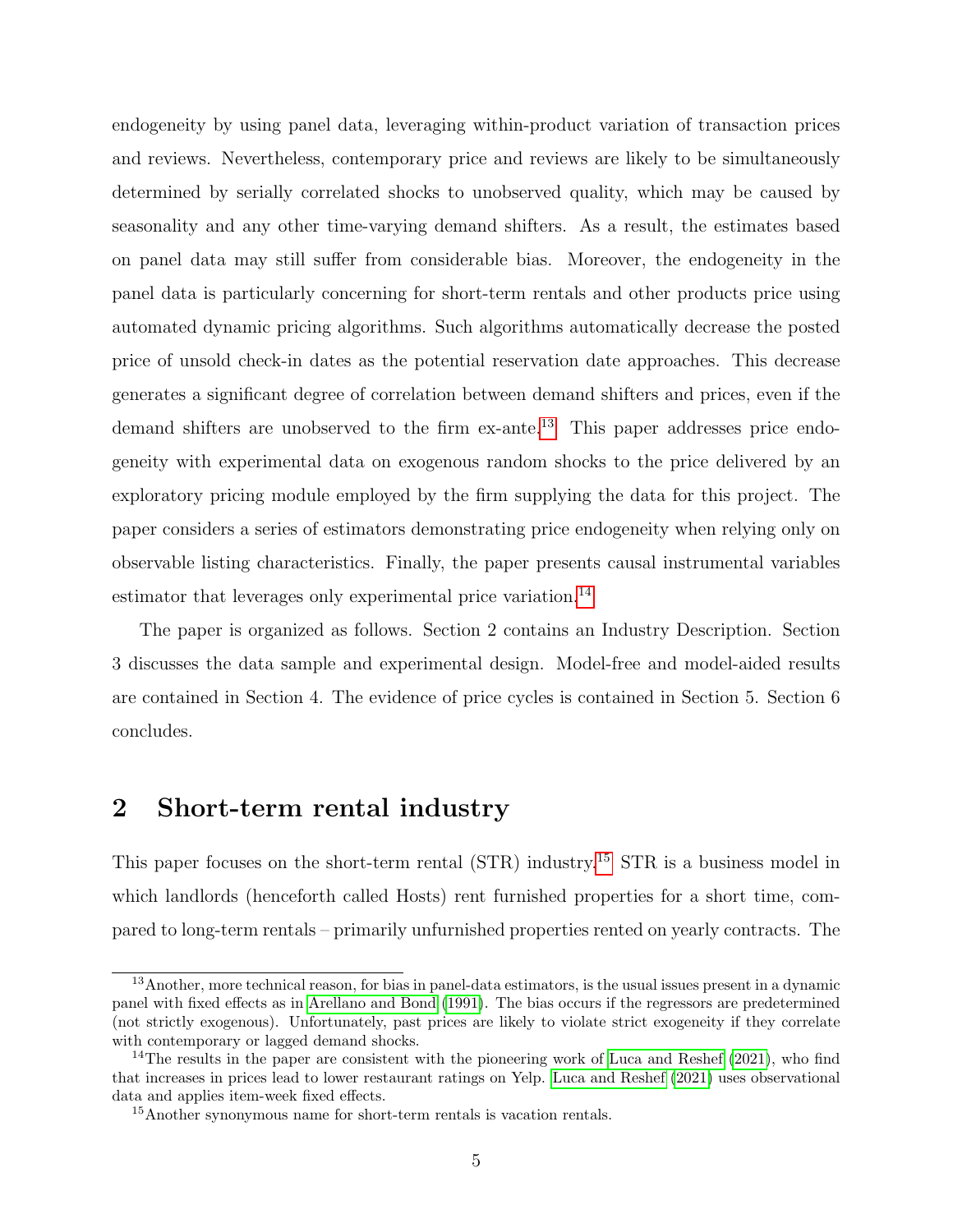endogeneity by using panel data, leveraging within-product variation of transaction prices and reviews. Nevertheless, contemporary price and reviews are likely to be simultaneously determined by serially correlated shocks to unobserved quality, which may be caused by seasonality and any other time-varying demand shifters. As a result, the estimates based on panel data may still suffer from considerable bias. Moreover, the endogeneity in the panel data is particularly concerning for short-term rentals and other products price using automated dynamic pricing algorithms. Such algorithms automatically decrease the posted price of unsold check-in dates as the potential reservation date approaches. This decrease generates a significant degree of correlation between demand shifters and prices, even if the demand shifters are unobserved to the firm ex-ante.[13] This paper addresses price endogeneity with experimental data on exogenous random shocks to the price delivered by an exploratory pricing module employed by the firm supplying the data for this project. The paper considers a series of estimators demonstrating price endogeneity when relying only on observable listing characteristics. Finally, the paper presents causal instrumental variables estimator that leverages only experimental price variation.[14]

The paper is organized as follows. Section 2 contains an Industry Description. Section 3 discusses the data sample and experimental design. Model-free and model-aided results are contained in Section 4. The evidence of price cycles is contained in Section 5. Section 6 concludes.

## 2 Short-term rental industry

This paper focuses on the short-term rental (STR) industry.[15] STR is a business model in which landlords (henceforth called Hosts) rent furnished properties for a short time, compared to long-term rentals – primarily unfurnished properties rented on yearly contracts. The

---

[13] Another, more technical reason, for bias in panel-data estimators, is the usual issues present in a dynamic panel with fixed effects as in Arellano and Bond (1991). The bias occurs if the regressors are predetermined (not strictly exogenous). Unfortunately, past prices are likely to violate strict exogeneity if they correlate with contemporary or lagged demand shocks.

[14] The results in the paper are consistent with the pioneering work of Luca and Reshef (2021), who find that increases in prices lead to lower restaurant ratings on Yelp. Luca and Reshef (2021) uses observational data and applies item-week fixed effects.

[15] Another synonymous name for short-term rentals is vacation rentals.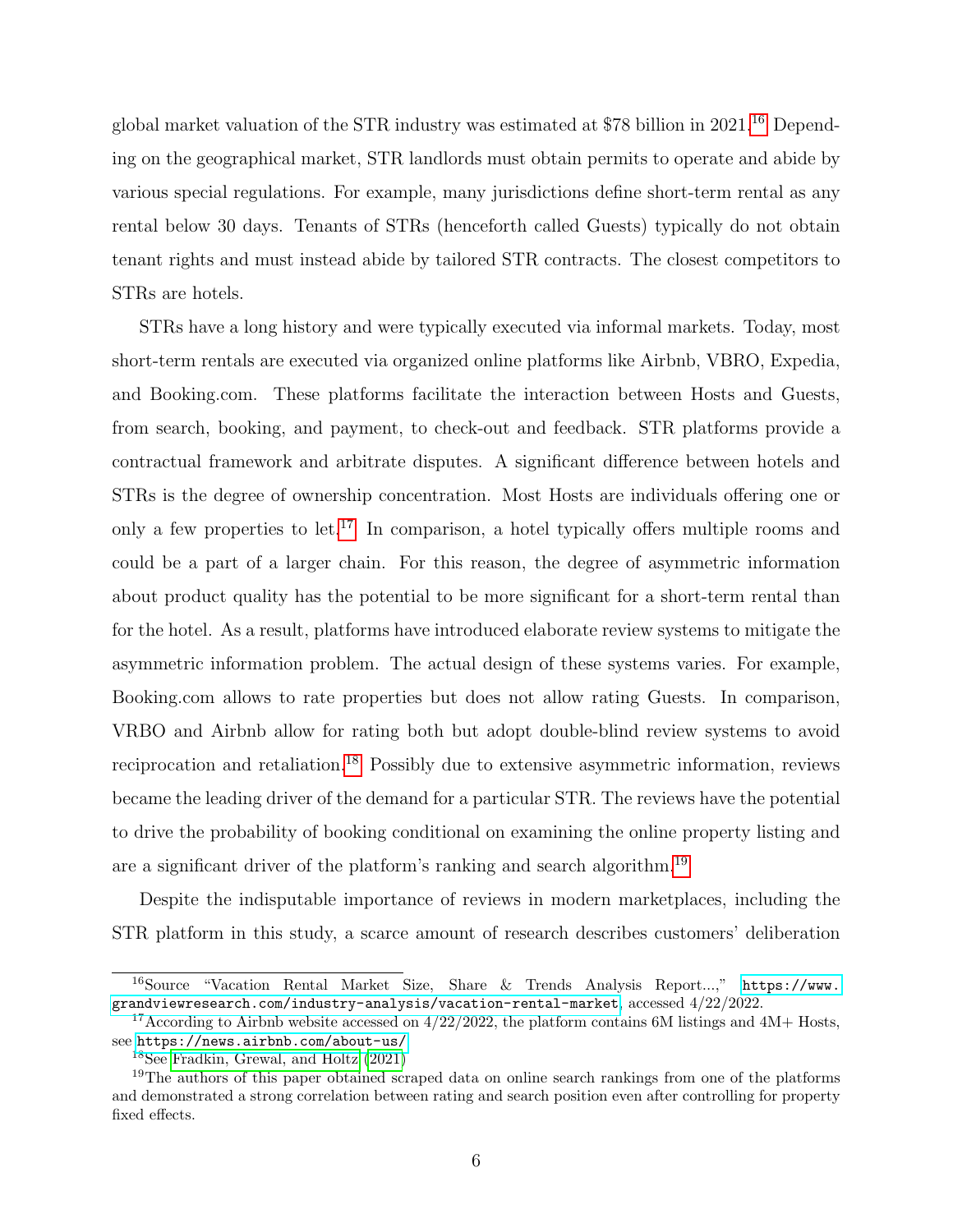global market valuation of the STR industry was estimated at $78 billion in 2021.[16] Depending on the geographical market, STR landlords must obtain permits to operate and abide by various special regulations. For example, many jurisdictions define short-term rental as any rental below 30 days. Tenants of STRs (henceforth called Guests) typically do not obtain tenant rights and must instead abide by tailored STR contracts. The closest competitors to STRs are hotels.

STRs have a long history and were typically executed via informal markets. Today, most short-term rentals are executed via organized online platforms like Airbnb, VBRO, Expedia, and Booking.com. These platforms facilitate the interaction between Hosts and Guests, from search, booking, and payment, to check-out and feedback. STR platforms provide a contractual framework and arbitrate disputes. A significant difference between hotels and STRs is the degree of ownership concentration. Most Hosts are individuals offering one or only a few properties to let.[17] In comparison, a hotel typically offers multiple rooms and could be a part of a larger chain. For this reason, the degree of asymmetric information about product quality has the potential to be more significant for a short-term rental than for the hotel. As a result, platforms have introduced elaborate review systems to mitigate the asymmetric information problem. The actual design of these systems varies. For example, Booking.com allows to rate properties but does not allow rating Guests. In comparison, VRBO and Airbnb allow for rating both but adopt double-blind review systems to avoid reciprocation and retaliation.[18] Possibly due to extensive asymmetric information, reviews became the leading driver of the demand for a particular STR. The reviews have the potential to drive the probability of booking conditional on examining the online property listing and are a significant driver of the platform's ranking and search algorithm.[19]

Despite the indisputable importance of reviews in modern marketplaces, including the STR platform in this study, a scarce amount of research describes customers' deliberation

---

[16] Source "Vacation Rental Market Size, Share & Trends Analysis Report...," https://www.grandviewresearch.com/industry-analysis/vacation-rental-market, accessed 4/22/2022.

[17] According to Airbnb website accessed on 4/22/2022, the platform contains 6M listings and 4M+ Hosts, see https://news.airbnb.com/about-us/

[18] See Fradkin, Grewal, and Holtz (2021)

[19] The authors of this paper obtained scraped data on online search rankings from one of the platforms and demonstrated a strong correlation between rating and search position even after controlling for property fixed effects.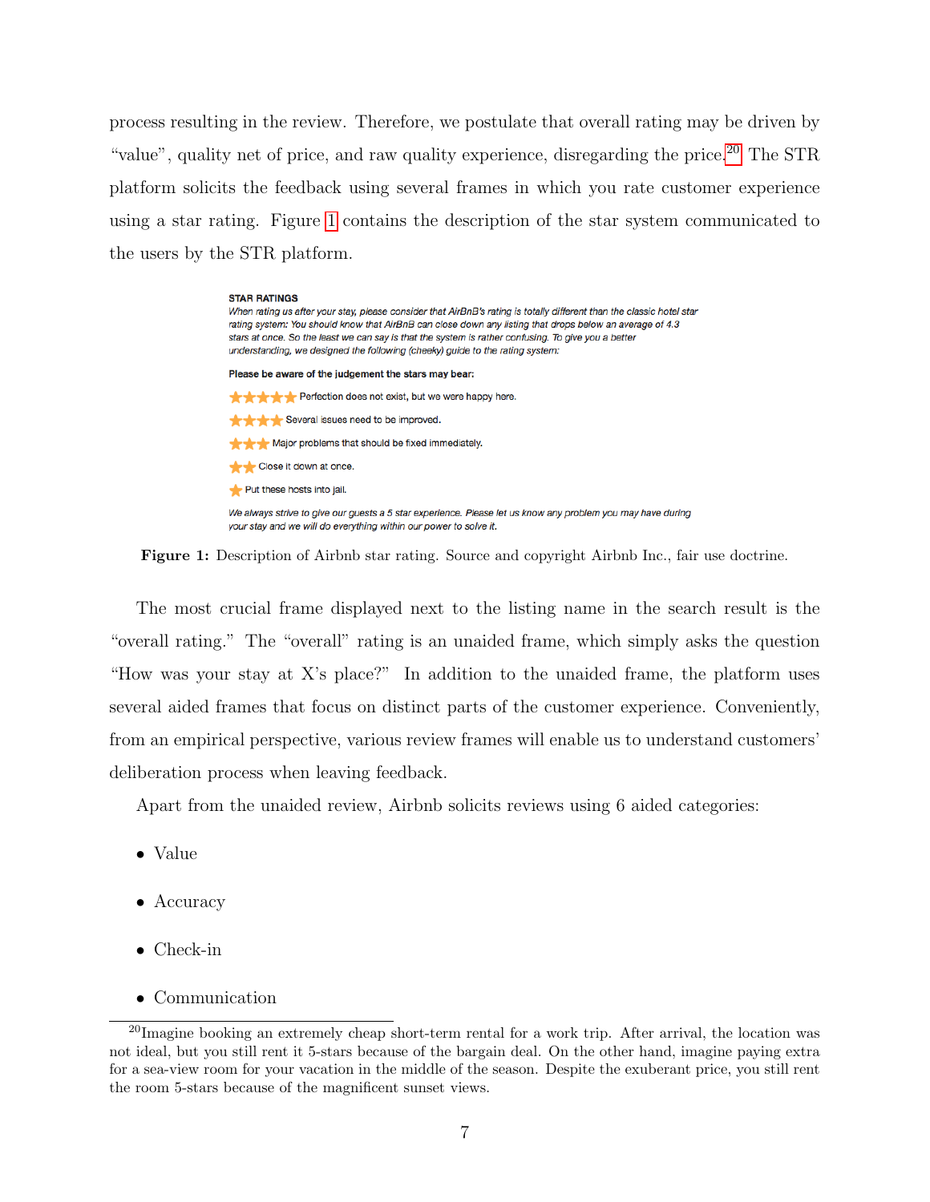process resulting in the review. Therefore, we postulate that overall rating may be driven by "value", quality net of price, and raw quality experience, disregarding the price.[20] The STR platform solicits the feedback using several frames in which you rate customer experience using a star rating. Figure 1 contains the description of the star system communicated to the users by the STR platform.

**STAR RATINGS**

*When rating us after your stay, please consider that AirBnB's rating is totally different than the classic hotel star rating system: You should know that AirBnB can close down any listing that drops below an average of 4.3 stars at once. So the least we can say is that the system is rather confusing. To give you a better understanding, we designed the following (cheeky) guide to the rating system:*

**Please be aware of the judgement the stars may bear:**

★★★★★ Perfection does not exist, but we were happy here.

★★★★ Several issues need to be improved.

★★★ Major problems that should be fixed immediately.

★★ Close it down at once.

★ Put these hosts into jail.

*We always strive to give our guests a 5 star experience. Please let us know any problem you may have during your stay and we will do everything within our power to solve it.*

**Figure 1:** Description of Airbnb star rating. Source and copyright Airbnb Inc., fair use doctrine.

The most crucial frame displayed next to the listing name in the search result is the "overall rating." The "overall" rating is an unaided frame, which simply asks the question "How was your stay at X's place?" In addition to the unaided frame, the platform uses several aided frames that focus on distinct parts of the customer experience. Conveniently, from an empirical perspective, various review frames will enable us to understand customers' deliberation process when leaving feedback.

Apart from the unaided review, Airbnb solicits reviews using 6 aided categories:

- Value
- Accuracy
- Check-in
- Communication

[20] Imagine booking an extremely cheap short-term rental for a work trip. After arrival, the location was not ideal, but you still rent it 5-stars because of the bargain deal. On the other hand, imagine paying extra for a sea-view room for your vacation in the middle of the season. Despite the exuberant price, you still rent the room 5-stars because of the magnificent sunset views.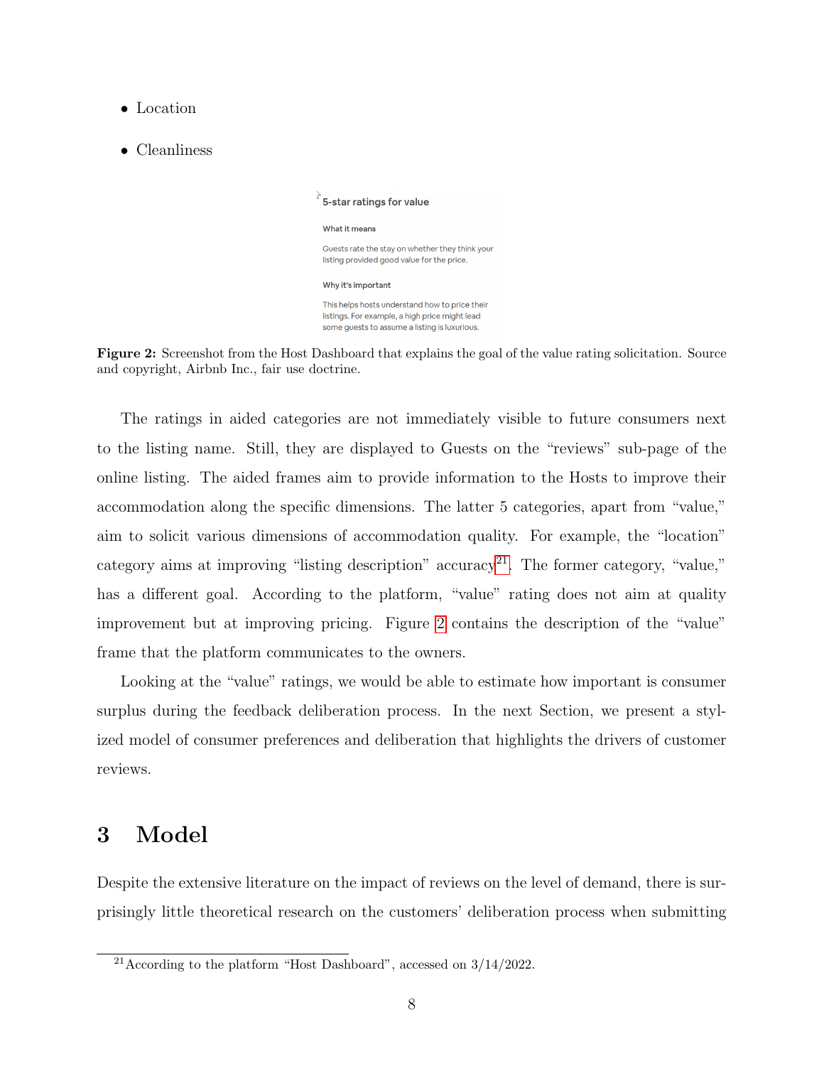- Location
- Cleanliness

5-star ratings for value

What it means

Guests rate the stay on whether they think your listing provided good value for the price.

Why it's important

This helps hosts understand how to price their listings. For example, a high price might lead some guests to assume a listing is luxurious.

**Figure 2:** Screenshot from the Host Dashboard that explains the goal of the value rating solicitation. Source and copyright, Airbnb Inc., fair use doctrine.

The ratings in aided categories are not immediately visible to future consumers next to the listing name. Still, they are displayed to Guests on the "reviews" sub-page of the online listing. The aided frames aim to provide information to the Hosts to improve their accommodation along the specific dimensions. The latter 5 categories, apart from "value," aim to solicit various dimensions of accommodation quality. For example, the "location" category aims at improving "listing description" accuracy[21]. The former category, "value," has a different goal. According to the platform, "value" rating does not aim at quality improvement but at improving pricing. Figure 2 contains the description of the "value" frame that the platform communicates to the owners.

Looking at the "value" ratings, we would be able to estimate how important is consumer surplus during the feedback deliberation process. In the next Section, we present a stylized model of consumer preferences and deliberation that highlights the drivers of customer reviews.

# 3 Model

Despite the extensive literature on the impact of reviews on the level of demand, there is surprisingly little theoretical research on the customers' deliberation process when submitting

[21] According to the platform "Host Dashboard", accessed on 3/14/2022.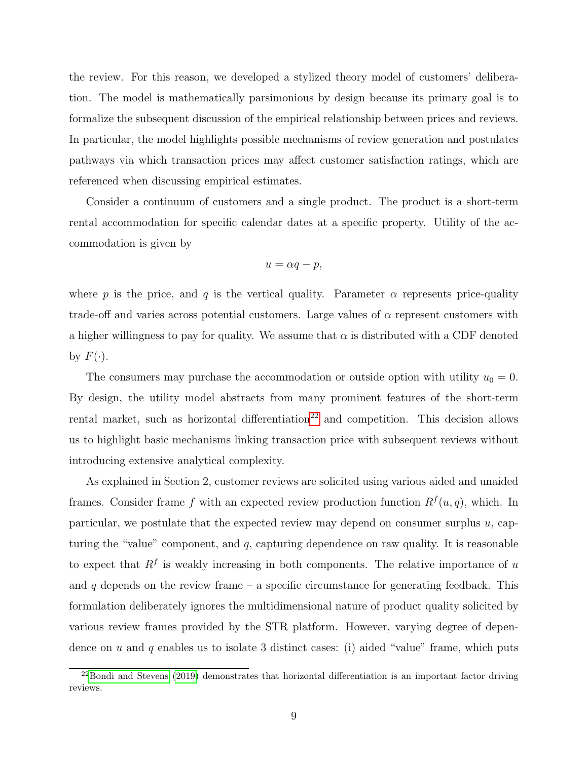the review. For this reason, we developed a stylized theory model of customers' deliberation. The model is mathematically parsimonious by design because its primary goal is to formalize the subsequent discussion of the empirical relationship between prices and reviews. In particular, the model highlights possible mechanisms of review generation and postulates pathways via which transaction prices may affect customer satisfaction ratings, which are referenced when discussing empirical estimates.

Consider a continuum of customers and a single product. The product is a short-term rental accommodation for specific calendar dates at a specific property. Utility of the accommodation is given by

$$u = \alpha q - p,$$

where $p$ is the price, and $q$ is the vertical quality. Parameter $\alpha$ represents price-quality trade-off and varies across potential customers. Large values of $\alpha$ represent customers with a higher willingness to pay for quality. We assume that $\alpha$ is distributed with a CDF denoted by $F(\cdot)$.

The consumers may purchase the accommodation or outside option with utility $u_0 = 0$. By design, the utility model abstracts from many prominent features of the short-term rental market, such as horizontal differentiation[22] and competition. This decision allows us to highlight basic mechanisms linking transaction price with subsequent reviews without introducing extensive analytical complexity.

As explained in Section 2, customer reviews are solicited using various aided and unaided frames. Consider frame $f$ with an expected review production function $R^f(u, q)$, which. In particular, we postulate that the expected review may depend on consumer surplus $u$, capturing the "value" component, and $q$, capturing dependence on raw quality. It is reasonable to expect that $R^f$ is weakly increasing in both components. The relative importance of $u$ and $q$ depends on the review frame – a specific circumstance for generating feedback. This formulation deliberately ignores the multidimensional nature of product quality solicited by various review frames provided by the STR platform. However, varying degree of dependence on $u$ and $q$ enables us to isolate 3 distinct cases: (i) aided "value" frame, which puts

[22] Bondi and Stevens (2019) demonstrates that horizontal differentiation is an important factor driving reviews.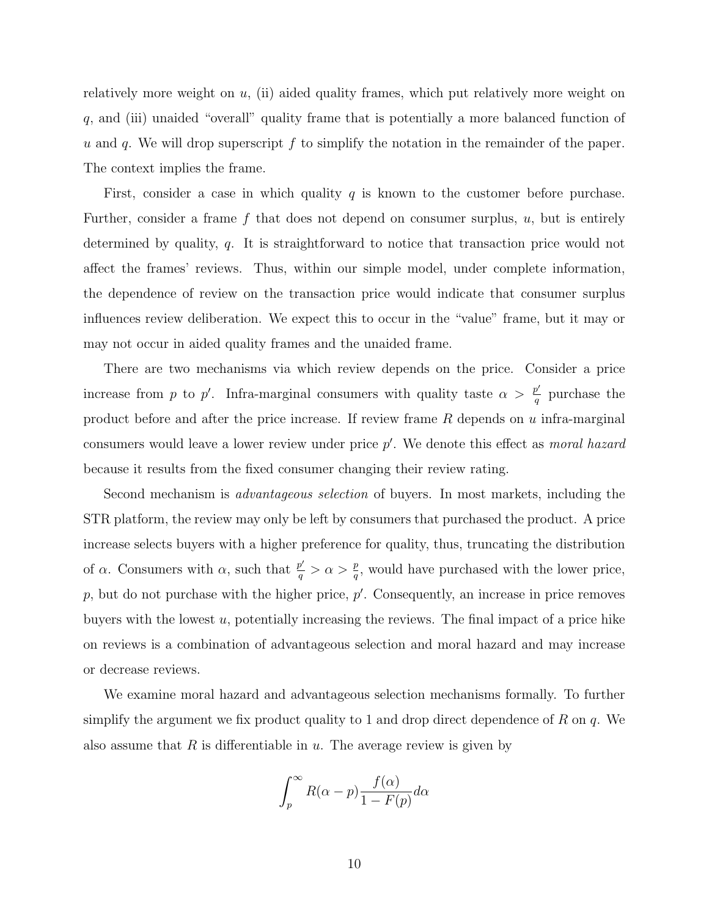relatively more weight on $u$, (ii) aided quality frames, which put relatively more weight on $q$, and (iii) unaided "overall" quality frame that is potentially a more balanced function of $u$ and $q$. We will drop superscript $f$ to simplify the notation in the remainder of the paper. The context implies the frame.

First, consider a case in which quality $q$ is known to the customer before purchase. Further, consider a frame $f$ that does not depend on consumer surplus, $u$, but is entirely determined by quality, $q$. It is straightforward to notice that transaction price would not affect the frames' reviews. Thus, within our simple model, under complete information, the dependence of review on the transaction price would indicate that consumer surplus influences review deliberation. We expect this to occur in the "value" frame, but it may or may not occur in aided quality frames and the unaided frame.

There are two mechanisms via which review depends on the price. Consider a price increase from $p$ to $p'$. Infra-marginal consumers with quality taste $\alpha > \frac{p'}{q}$ purchase the product before and after the price increase. If review frame $R$ depends on $u$ infra-marginal consumers would leave a lower review under price $p'$. We denote this effect as *moral hazard* because it results from the fixed consumer changing their review rating.

Second mechanism is *advantageous selection* of buyers. In most markets, including the STR platform, the review may only be left by consumers that purchased the product. A price increase selects buyers with a higher preference for quality, thus, truncating the distribution of $\alpha$. Consumers with $\alpha$, such that $\frac{p'}{q} > \alpha > \frac{p}{q}$, would have purchased with the lower price, $p$, but do not purchase with the higher price, $p'$. Consequently, an increase in price removes buyers with the lowest $u$, potentially increasing the reviews. The final impact of a price hike on reviews is a combination of advantageous selection and moral hazard and may increase or decrease reviews.

We examine moral hazard and advantageous selection mechanisms formally. To further simplify the argument we fix product quality to 1 and drop direct dependence of $R$ on $q$. We also assume that $R$ is differentiable in $u$. The average review is given by

$$\int_{p}^{\infty} R(\alpha - p) \frac{f(\alpha)}{1 - F(p)} d\alpha$$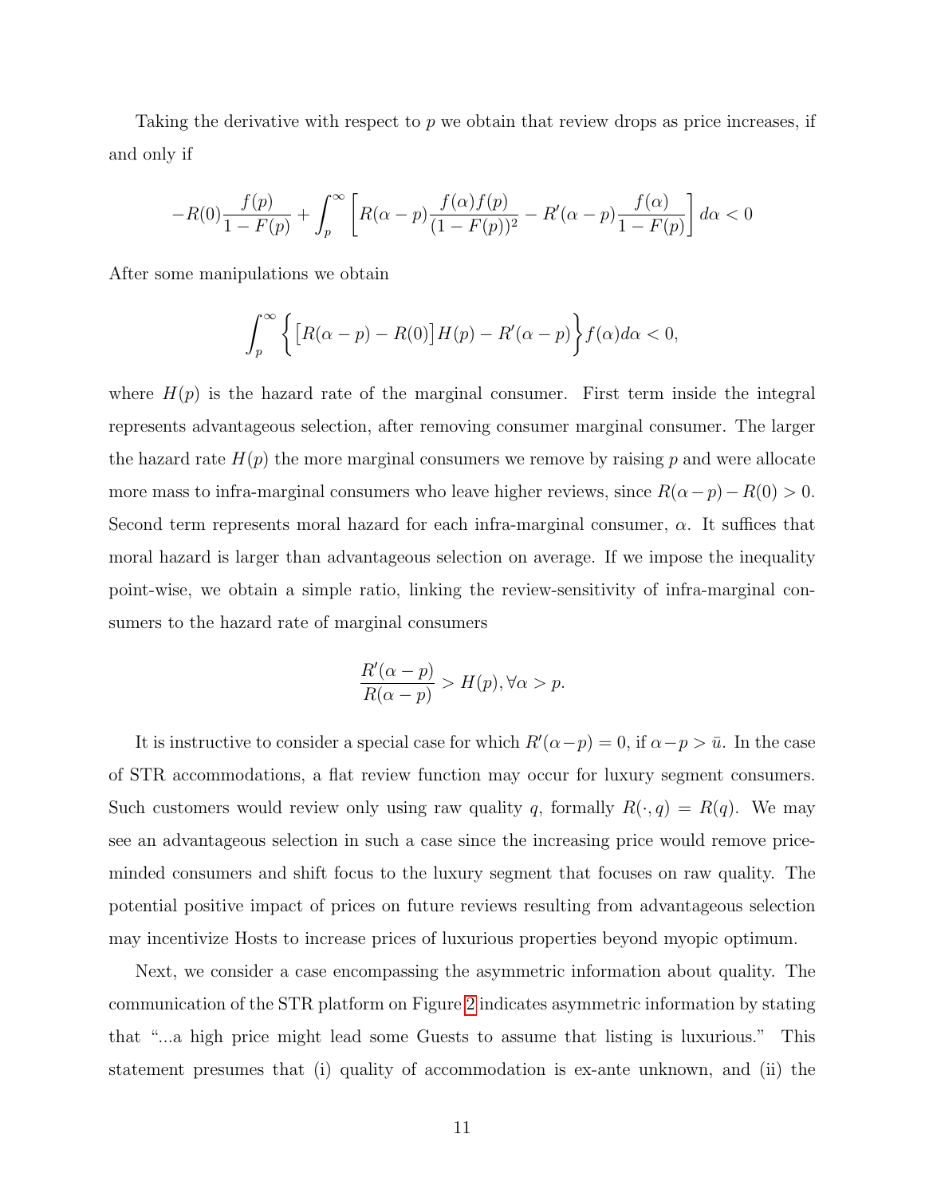Taking the derivative with respect to $p$ we obtain that review drops as price increases, if and only if

$$-R(0)\frac{f(p)}{1-F(p)} + \int_p^\infty \left[ R(\alpha - p)\frac{f(\alpha)f(p)}{(1-F(p))^2} - R'(\alpha - p)\frac{f(\alpha)}{1-F(p)} \right] d\alpha < 0$$

After some manipulations we obtain

$$\int_p^\infty \left\{ \left[ R(\alpha - p) - R(0) \right] H(p) - R'(\alpha - p) \right\} f(\alpha) d\alpha < 0,$$

where $H(p)$ is the hazard rate of the marginal consumer. First term inside the integral represents advantageous selection, after removing consumer marginal consumer. The larger the hazard rate $H(p)$ the more marginal consumers we remove by raising $p$ and were allocate more mass to infra-marginal consumers who leave higher reviews, since $R(\alpha - p) - R(0) > 0$. Second term represents moral hazard for each infra-marginal consumer, $\alpha$. It suffices that moral hazard is larger than advantageous selection on average. If we impose the inequality point-wise, we obtain a simple ratio, linking the review-sensitivity of infra-marginal consumers to the hazard rate of marginal consumers

$$\frac{R'(\alpha - p)}{R(\alpha - p)} > H(p), \forall \alpha > p.$$

It is instructive to consider a special case for which $R'(\alpha - p) = 0$, if $\alpha - p > \bar{u}$. In the case of STR accommodations, a flat review function may occur for luxury segment consumers. Such customers would review only using raw quality $q$, formally $R(\cdot, q) = R(q)$. We may see an advantageous selection in such a case since the increasing price would remove price-minded consumers and shift focus to the luxury segment that focuses on raw quality. The potential positive impact of prices on future reviews resulting from advantageous selection may incentivize Hosts to increase prices of luxurious properties beyond myopic optimum.

Next, we consider a case encompassing the asymmetric information about quality. The communication of the STR platform on Figure 2 indicates asymmetric information by stating that "...a high price might lead some Guests to assume that listing is luxurious." This statement presumes that (i) quality of accommodation is ex-ante unknown, and (ii) the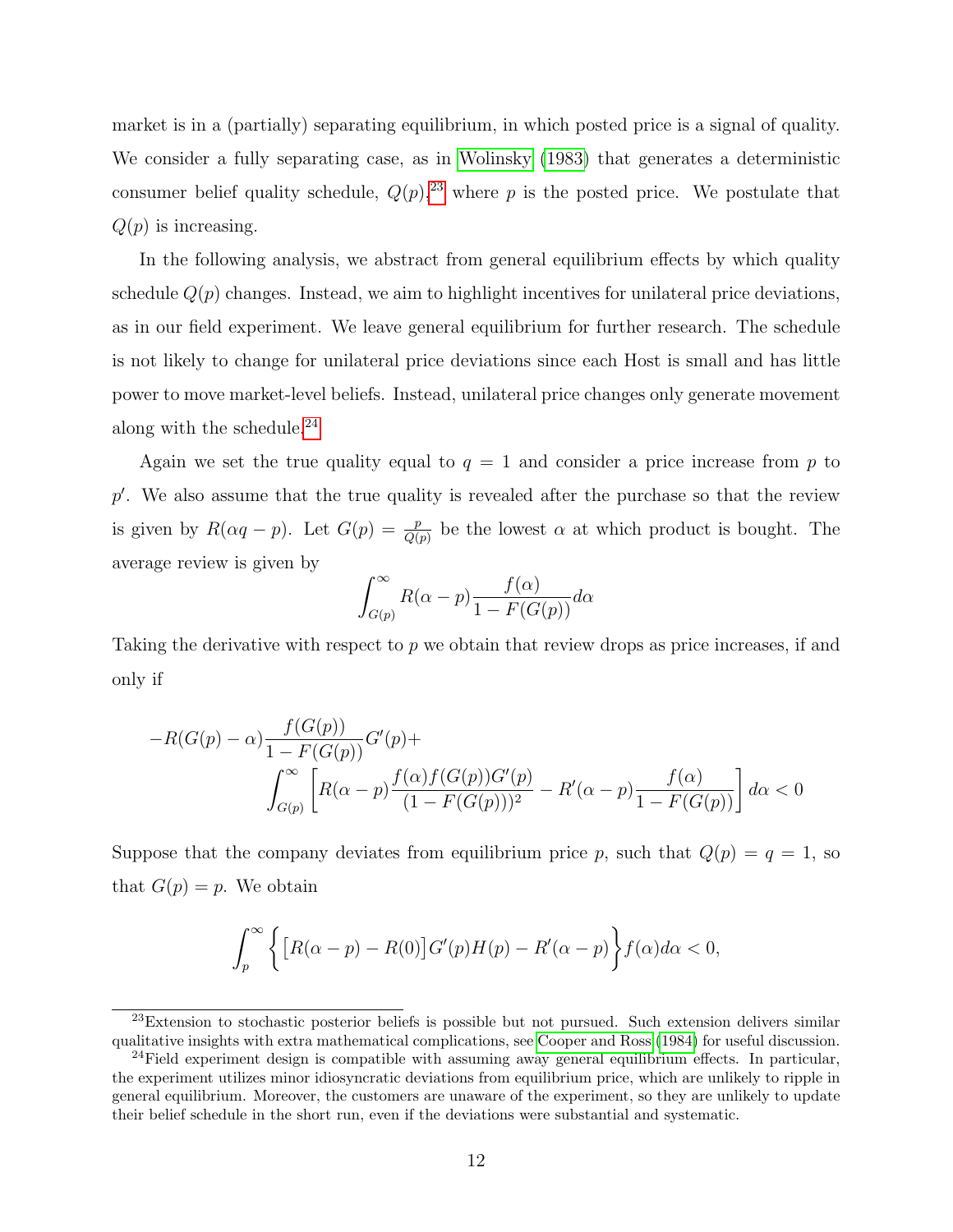market is in a (partially) separating equilibrium, in which posted price is a signal of quality. We consider a fully separating case, as in Wolinsky (1983) that generates a deterministic consumer belief quality schedule, $Q(p)$,[23] where $p$ is the posted price. We postulate that $Q(p)$ is increasing.

In the following analysis, we abstract from general equilibrium effects by which quality schedule $Q(p)$ changes. Instead, we aim to highlight incentives for unilateral price deviations, as in our field experiment. We leave general equilibrium for further research. The schedule is not likely to change for unilateral price deviations since each Host is small and has little power to move market-level beliefs. Instead, unilateral price changes only generate movement along with the schedule.[24]

Again we set the true quality equal to $q = 1$ and consider a price increase from $p$ to $p'$. We also assume that the true quality is revealed after the purchase so that the review is given by $R(\alpha q - p)$. Let $G(p) = \frac{p}{Q(p)}$ be the lowest $\alpha$ at which product is bought. The average review is given by

$$\int_{G(p)}^{\infty} R(\alpha - p) \frac{f(\alpha)}{1 - F(G(p))} d\alpha$$

Taking the derivative with respect to $p$ we obtain that review drops as price increases, if and only if

$$-R(G(p) - \alpha) \frac{f(G(p))}{1 - F(G(p))} G'(p) + \int_{G(p)}^{\infty} \left[ R(\alpha - p) \frac{f(\alpha) f(G(p)) G'(p)}{(1 - F(G(p)))^2} - R'(\alpha - p) \frac{f(\alpha)}{1 - F(G(p))} \right] d\alpha < 0$$

Suppose that the company deviates from equilibrium price $p$, such that $Q(p) = q = 1$, so that $G(p) = p$. We obtain

$$\int_{p}^{\infty} \left\{ \left[ R(\alpha - p) - R(0) \right] G'(p) H(p) - R'(\alpha - p) \right\} f(\alpha) d\alpha < 0,$$

[23] Extension to stochastic posterior beliefs is possible but not pursued. Such extension delivers similar qualitative insights with extra mathematical complications, see Cooper and Ross (1984) for useful discussion.

[24] Field experiment design is compatible with assuming away general equilibrium effects. In particular, the experiment utilizes minor idiosyncratic deviations from equilibrium price, which are unlikely to ripple in general equilibrium. Moreover, the customers are unaware of the experiment, so they are unlikely to update their belief schedule in the short run, even if the deviations were substantial and systematic.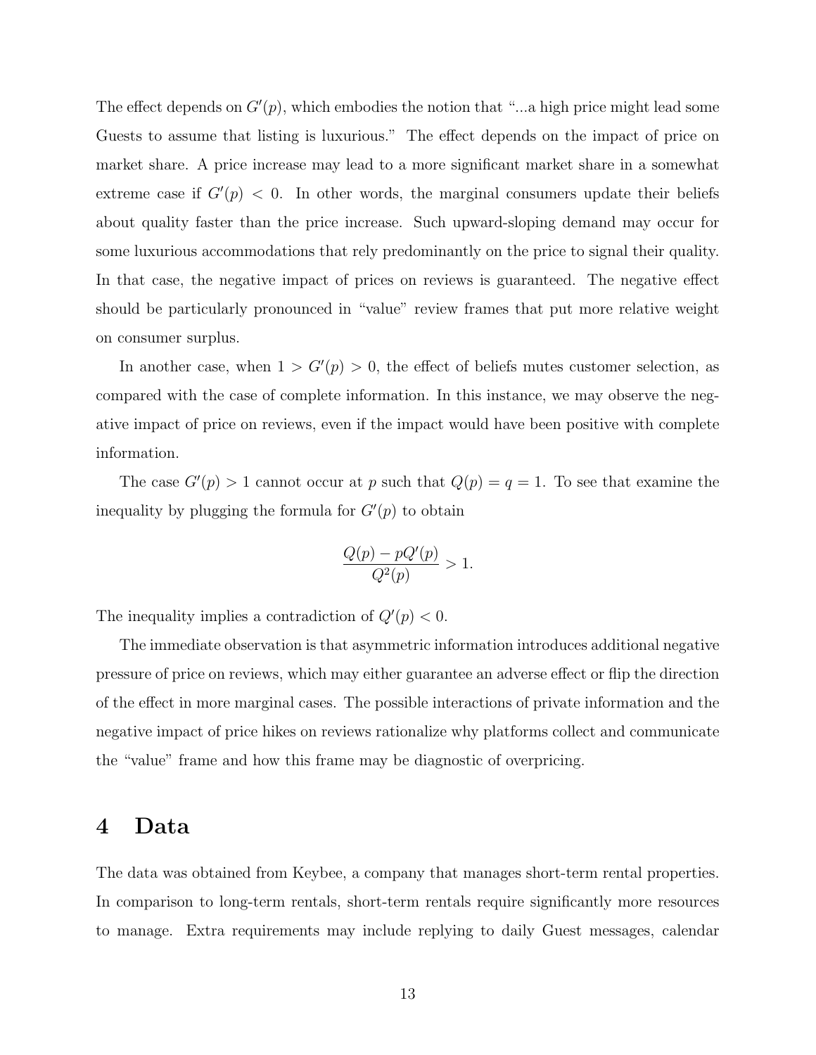The effect depends on $G'(p)$, which embodies the notion that "...a high price might lead some Guests to assume that listing is luxurious." The effect depends on the impact of price on market share. A price increase may lead to a more significant market share in a somewhat extreme case if $G'(p) < 0$. In other words, the marginal consumers update their beliefs about quality faster than the price increase. Such upward-sloping demand may occur for some luxurious accommodations that rely predominantly on the price to signal their quality. In that case, the negative impact of prices on reviews is guaranteed. The negative effect should be particularly pronounced in "value" review frames that put more relative weight on consumer surplus.

In another case, when $1 > G'(p) > 0$, the effect of beliefs mutes customer selection, as compared with the case of complete information. In this instance, we may observe the negative impact of price on reviews, even if the impact would have been positive with complete information.

The case $G'(p) > 1$ cannot occur at $p$ such that $Q(p) = q = 1$. To see that examine the inequality by plugging the formula for $G'(p)$ to obtain

$$\frac{Q(p) - pQ'(p)}{Q^2(p)} > 1.$$

The inequality implies a contradiction of $Q'(p) < 0$.

The immediate observation is that asymmetric information introduces additional negative pressure of price on reviews, which may either guarantee an adverse effect or flip the direction of the effect in more marginal cases. The possible interactions of private information and the negative impact of price hikes on reviews rationalize why platforms collect and communicate the "value" frame and how this frame may be diagnostic of overpricing.

# 4 Data

The data was obtained from Keybee, a company that manages short-term rental properties. In comparison to long-term rentals, short-term rentals require significantly more resources to manage. Extra requirements may include replying to daily Guest messages, calendar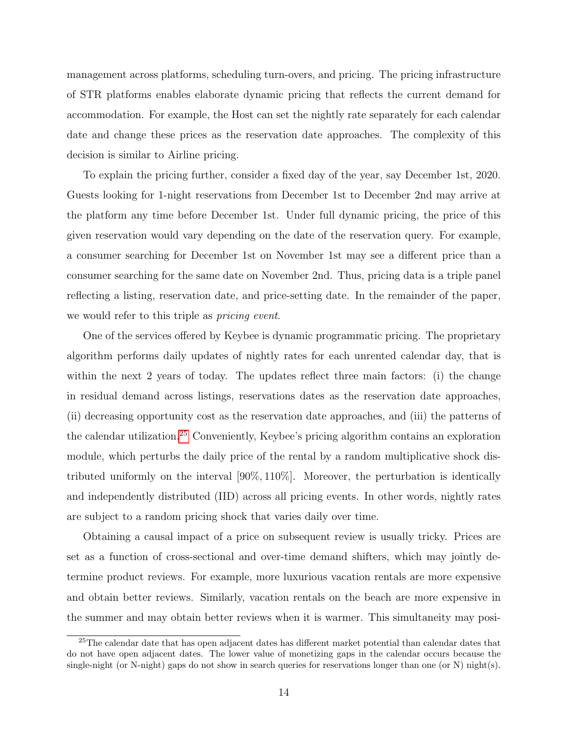management across platforms, scheduling turn-overs, and pricing. The pricing infrastructure of STR platforms enables elaborate dynamic pricing that reflects the current demand for accommodation. For example, the Host can set the nightly rate separately for each calendar date and change these prices as the reservation date approaches. The complexity of this decision is similar to Airline pricing.

To explain the pricing further, consider a fixed day of the year, say December 1st, 2020. Guests looking for 1-night reservations from December 1st to December 2nd may arrive at the platform any time before December 1st. Under full dynamic pricing, the price of this given reservation would vary depending on the date of the reservation query. For example, a consumer searching for December 1st on November 1st may see a different price than a consumer searching for the same date on November 2nd. Thus, pricing data is a triple panel reflecting a listing, reservation date, and price-setting date. In the remainder of the paper, we would refer to this triple as *pricing event*.

One of the services offered by Keybee is dynamic programmatic pricing. The proprietary algorithm performs daily updates of nightly rates for each unrented calendar day, that is within the next 2 years of today. The updates reflect three main factors: (i) the change in residual demand across listings, reservations dates as the reservation date approaches, (ii) decreasing opportunity cost as the reservation date approaches, and (iii) the patterns of the calendar utilization.[25] Conveniently, Keybee's pricing algorithm contains an exploration module, which perturbs the daily price of the rental by a random multiplicative shock distributed uniformly on the interval $[90\%, 110\%]$. Moreover, the perturbation is identically and independently distributed (IID) across all pricing events. In other words, nightly rates are subject to a random pricing shock that varies daily over time.

Obtaining a causal impact of a price on subsequent review is usually tricky. Prices are set as a function of cross-sectional and over-time demand shifters, which may jointly determine product reviews. For example, more luxurious vacation rentals are more expensive and obtain better reviews. Similarly, vacation rentals on the beach are more expensive in the summer and may obtain better reviews when it is warmer. This simultaneity may posi-

[25] The calendar date that has open adjacent dates has different market potential than calendar dates that do not have open adjacent dates. The lower value of monetizing gaps in the calendar occurs because the single-night (or N-night) gaps do not show in search queries for reservations longer than one (or N) night(s).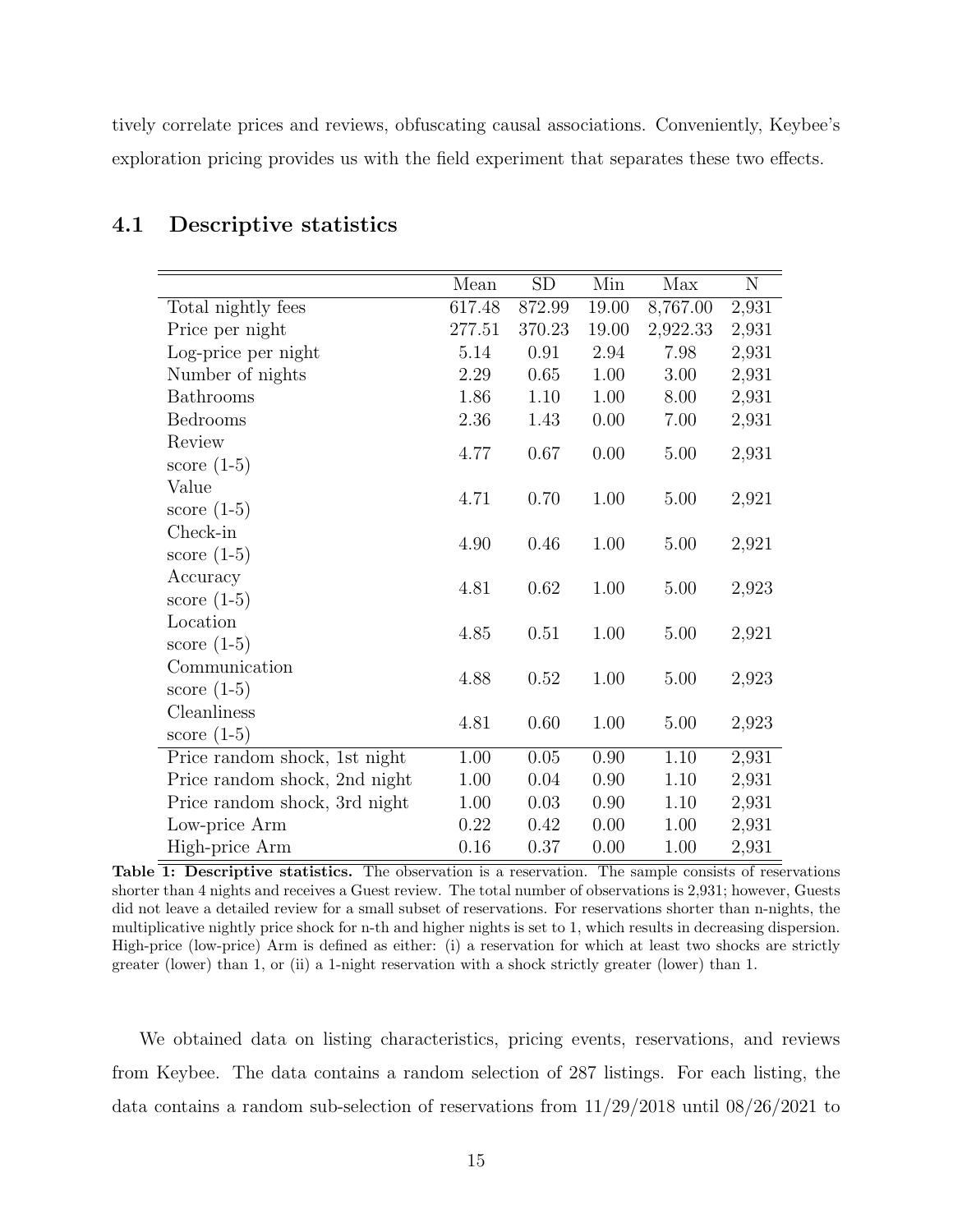tively correlate prices and reviews, obfuscating causal associations. Conveniently, Keybee's exploration pricing provides us with the field experiment that separates these two effects.

## 4.1 Descriptive statistics

| | Mean | SD | Min | Max | N |
|---|---|---|---|---|---|
| Total nightly fees | 617.48 | 872.99 | 19.00 | 8,767.00 | 2,931 |
| Price per night | 277.51 | 370.23 | 19.00 | 2,922.33 | 2,931 |
| Log-price per night | 5.14 | 0.91 | 2.94 | 7.98 | 2,931 |
| Number of nights | 2.29 | 0.65 | 1.00 | 3.00 | 2,931 |
| Bathrooms | 1.86 | 1.10 | 1.00 | 8.00 | 2,931 |
| Bedrooms | 2.36 | 1.43 | 0.00 | 7.00 | 2,931 |
| Review score (1-5) | 4.77 | 0.67 | 0.00 | 5.00 | 2,931 |
| Value score (1-5) | 4.71 | 0.70 | 1.00 | 5.00 | 2,921 |
| Check-in score (1-5) | 4.90 | 0.46 | 1.00 | 5.00 | 2,921 |
| Accuracy score (1-5) | 4.81 | 0.62 | 1.00 | 5.00 | 2,923 |
| Location score (1-5) | 4.85 | 0.51 | 1.00 | 5.00 | 2,921 |
| Communication score (1-5) | 4.88 | 0.52 | 1.00 | 5.00 | 2,923 |
| Cleanliness score (1-5) | 4.81 | 0.60 | 1.00 | 5.00 | 2,923 |
| Price random shock, 1st night | 1.00 | 0.05 | 0.90 | 1.10 | 2,931 |
| Price random shock, 2nd night | 1.00 | 0.04 | 0.90 | 1.10 | 2,931 |
| Price random shock, 3rd night | 1.00 | 0.03 | 0.90 | 1.10 | 2,931 |
| Low-price Arm | 0.22 | 0.42 | 0.00 | 1.00 | 2,931 |
| High-price Arm | 0.16 | 0.37 | 0.00 | 1.00 | 2,931 |

**Table 1: Descriptive statistics.** The observation is a reservation. The sample consists of reservations shorter than 4 nights and receives a Guest review. The total number of observations is 2,931; however, Guests did not leave a detailed review for a small subset of reservations. For reservations shorter than n-nights, the multiplicative nightly price shock for n-th and higher nights is set to 1, which results in decreasing dispersion. High-price (low-price) Arm is defined as either: (i) a reservation for which at least two shocks are strictly greater (lower) than 1, or (ii) a 1-night reservation with a shock strictly greater (lower) than 1.

We obtained data on listing characteristics, pricing events, reservations, and reviews from Keybee. The data contains a random selection of 287 listings. For each listing, the data contains a random sub-selection of reservations from 11/29/2018 until 08/26/2021 to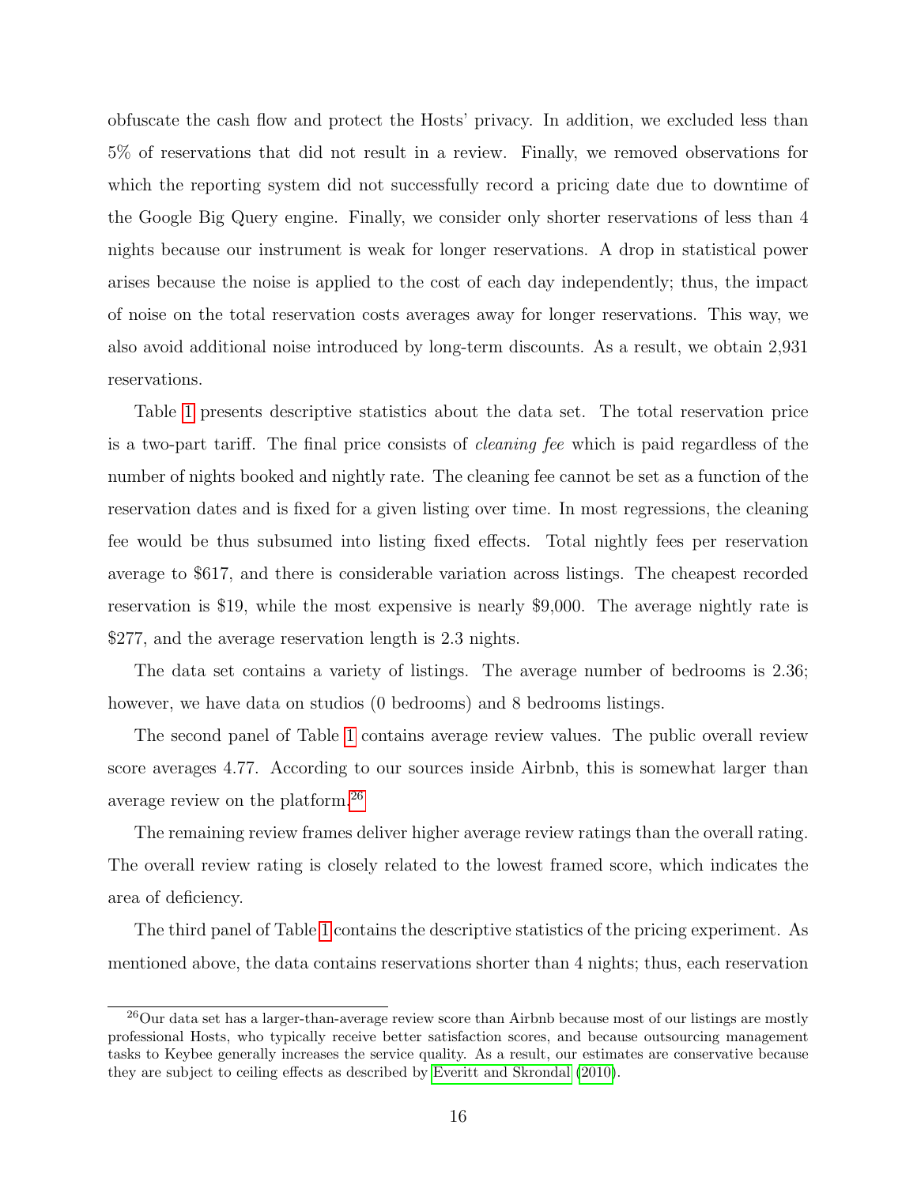obfuscate the cash flow and protect the Hosts' privacy. In addition, we excluded less than 5% of reservations that did not result in a review. Finally, we removed observations for which the reporting system did not successfully record a pricing date due to downtime of the Google Big Query engine. Finally, we consider only shorter reservations of less than 4 nights because our instrument is weak for longer reservations. A drop in statistical power arises because the noise is applied to the cost of each day independently; thus, the impact of noise on the total reservation costs averages away for longer reservations. This way, we also avoid additional noise introduced by long-term discounts. As a result, we obtain 2,931 reservations.

Table 1 presents descriptive statistics about the data set. The total reservation price is a two-part tariff. The final price consists of *cleaning fee* which is paid regardless of the number of nights booked and nightly rate. The cleaning fee cannot be set as a function of the reservation dates and is fixed for a given listing over time. In most regressions, the cleaning fee would be thus subsumed into listing fixed effects. Total nightly fees per reservation average to $617, and there is considerable variation across listings. The cheapest recorded reservation is $19, while the most expensive is nearly $9,000. The average nightly rate is $277, and the average reservation length is 2.3 nights.

The data set contains a variety of listings. The average number of bedrooms is 2.36; however, we have data on studios (0 bedrooms) and 8 bedrooms listings.

The second panel of Table 1 contains average review values. The public overall review score averages 4.77. According to our sources inside Airbnb, this is somewhat larger than average review on the platform.[26]

The remaining review frames deliver higher average review ratings than the overall rating. The overall review rating is closely related to the lowest framed score, which indicates the area of deficiency.

The third panel of Table 1 contains the descriptive statistics of the pricing experiment. As mentioned above, the data contains reservations shorter than 4 nights; thus, each reservation

[26] Our data set has a larger-than-average review score than Airbnb because most of our listings are mostly professional Hosts, who typically receive better satisfaction scores, and because outsourcing management tasks to Keybee generally increases the service quality. As a result, our estimates are conservative because they are subject to ceiling effects as described by Everitt and Skrondal (2010).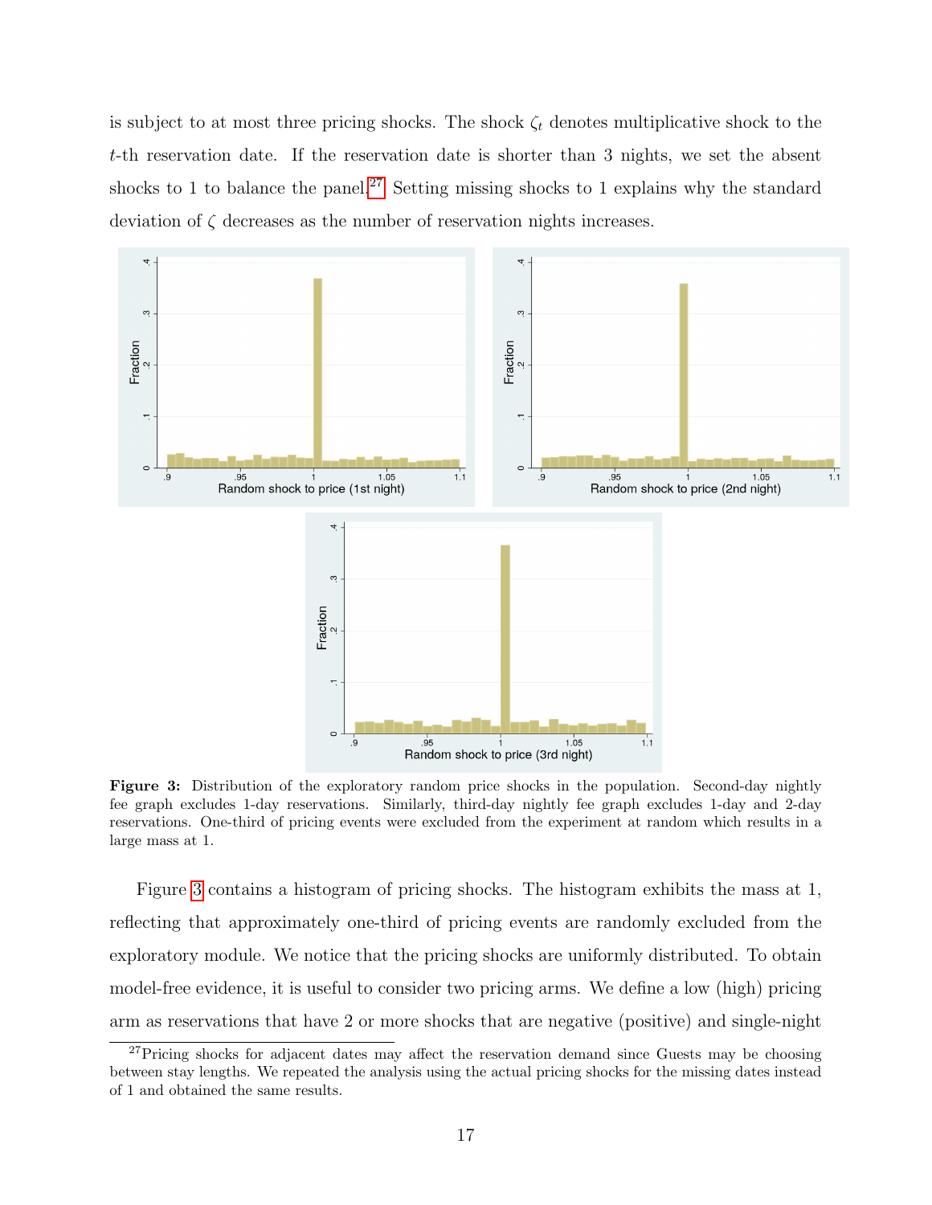is subject to at most three pricing shocks. The shock $\zeta_t$ denotes multiplicative shock to the $t$-th reservation date. If the reservation date is shorter than 3 nights, we set the absent shocks to 1 to balance the panel.[27] Setting missing shocks to 1 explains why the standard deviation of $\zeta$ decreases as the number of reservation nights increases.

**Figure 3:** Distribution of the exploratory random price shocks in the population. Second-day nightly fee graph excludes 1-day reservations. Similarly, third-day nightly fee graph excludes 1-day and 2-day reservations. One-third of pricing events were excluded from the experiment at random which results in a large mass at 1.

Figure 3 contains a histogram of pricing shocks. The histogram exhibits the mass at 1, reflecting that approximately one-third of pricing events are randomly excluded from the exploratory module. We notice that the pricing shocks are uniformly distributed. To obtain model-free evidence, it is useful to consider two pricing arms. We define a low (high) pricing arm as reservations that have 2 or more shocks that are negative (positive) and single-night

[27] Pricing shocks for adjacent dates may affect the reservation demand since Guests may be choosing between stay lengths. We repeated the analysis using the actual pricing shocks for the missing dates instead of 1 and obtained the same results.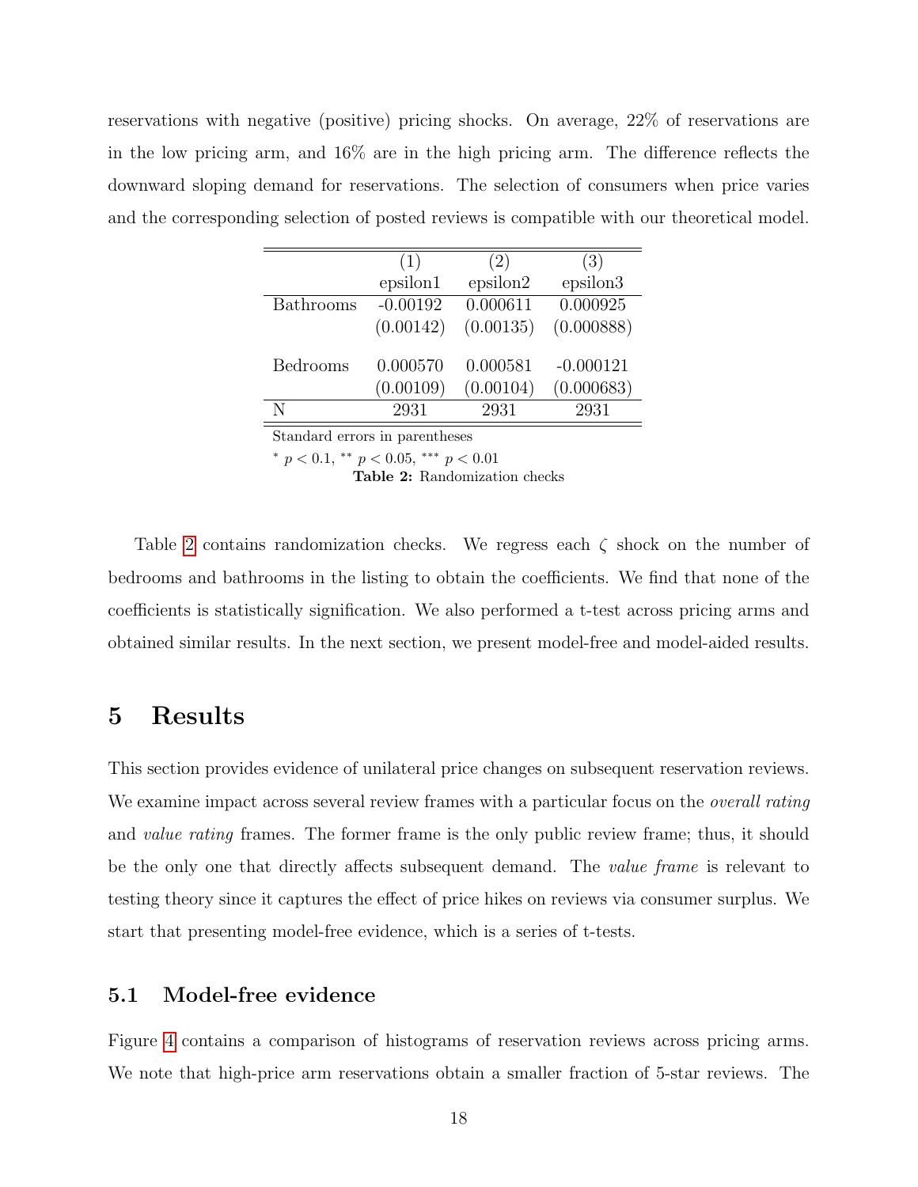reservations with negative (positive) pricing shocks. On average, 22% of reservations are in the low pricing arm, and 16% are in the high pricing arm. The difference reflects the downward sloping demand for reservations. The selection of consumers when price varies and the corresponding selection of posted reviews is compatible with our theoretical model.

| | (1) | (2) | (3) |
|---|---|---|---|
| | epsilon1 | epsilon2 | epsilon3 |
| Bathrooms | -0.00192 | 0.000611 | 0.000925 |
| | (0.00142) | (0.00135) | (0.000888) |
| Bedrooms | 0.000570 | 0.000581 | -0.000121 |
| | (0.00109) | (0.00104) | (0.000683) |
| N | 2931 | 2931 | 2931 |

Standard errors in parentheses

$^{*}$ $p < 0.1$, $^{**}$ $p < 0.05$, $^{***}$ $p < 0.01$

**Table 2:** Randomization checks

Table 2 contains randomization checks. We regress each $\zeta$ shock on the number of bedrooms and bathrooms in the listing to obtain the coefficients. We find that none of the coefficients is statistically signification. We also performed a t-test across pricing arms and obtained similar results. In the next section, we present model-free and model-aided results.

# 5 Results

This section provides evidence of unilateral price changes on subsequent reservation reviews. We examine impact across several review frames with a particular focus on the *overall rating* and *value rating* frames. The former frame is the only public review frame; thus, it should be the only one that directly affects subsequent demand. The *value frame* is relevant to testing theory since it captures the effect of price hikes on reviews via consumer surplus. We start that presenting model-free evidence, which is a series of t-tests.

## 5.1 Model-free evidence

Figure 4 contains a comparison of histograms of reservation reviews across pricing arms. We note that high-price arm reservations obtain a smaller fraction of 5-star reviews. The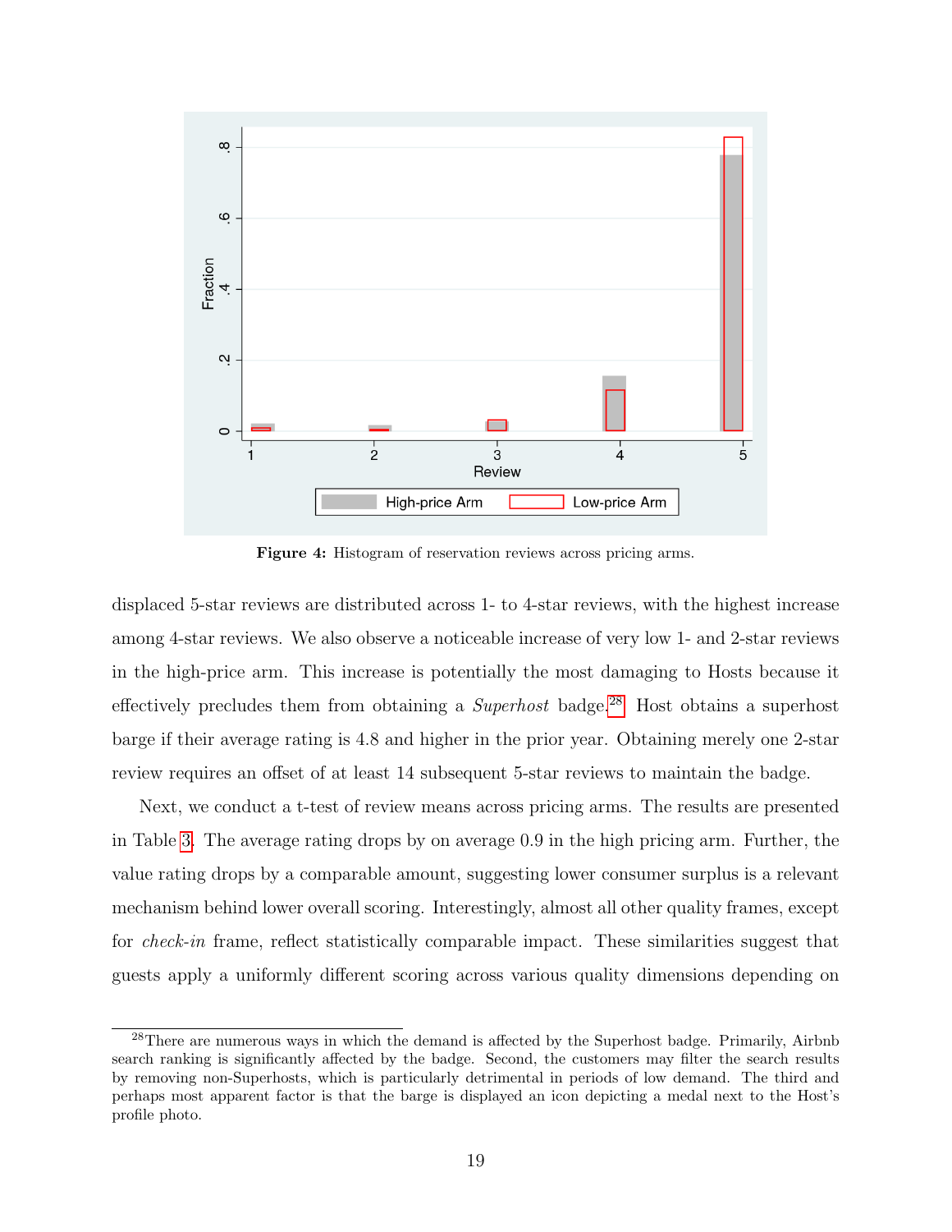**Figure 4:** Histogram of reservation reviews across pricing arms.

displaced 5-star reviews are distributed across 1- to 4-star reviews, with the highest increase among 4-star reviews. We also observe a noticeable increase of very low 1- and 2-star reviews in the high-price arm. This increase is potentially the most damaging to Hosts because it effectively precludes them from obtaining a *Superhost* badge.[28] Host obtains a superhost barge if their average rating is 4.8 and higher in the prior year. Obtaining merely one 2-star review requires an offset of at least 14 subsequent 5-star reviews to maintain the badge.

Next, we conduct a t-test of review means across pricing arms. The results are presented in Table 3. The average rating drops by on average 0.9 in the high pricing arm. Further, the value rating drops by a comparable amount, suggesting lower consumer surplus is a relevant mechanism behind lower overall scoring. Interestingly, almost all other quality frames, except for *check-in* frame, reflect statistically comparable impact. These similarities suggest that guests apply a uniformly different scoring across various quality dimensions depending on

[28] There are numerous ways in which the demand is affected by the Superhost badge. Primarily, Airbnb search ranking is significantly affected by the badge. Second, the customers may filter the search results by removing non-Superhosts, which is particularly detrimental in periods of low demand. The third and perhaps most apparent factor is that the barge is displayed an icon depicting a medal next to the Host's profile photo.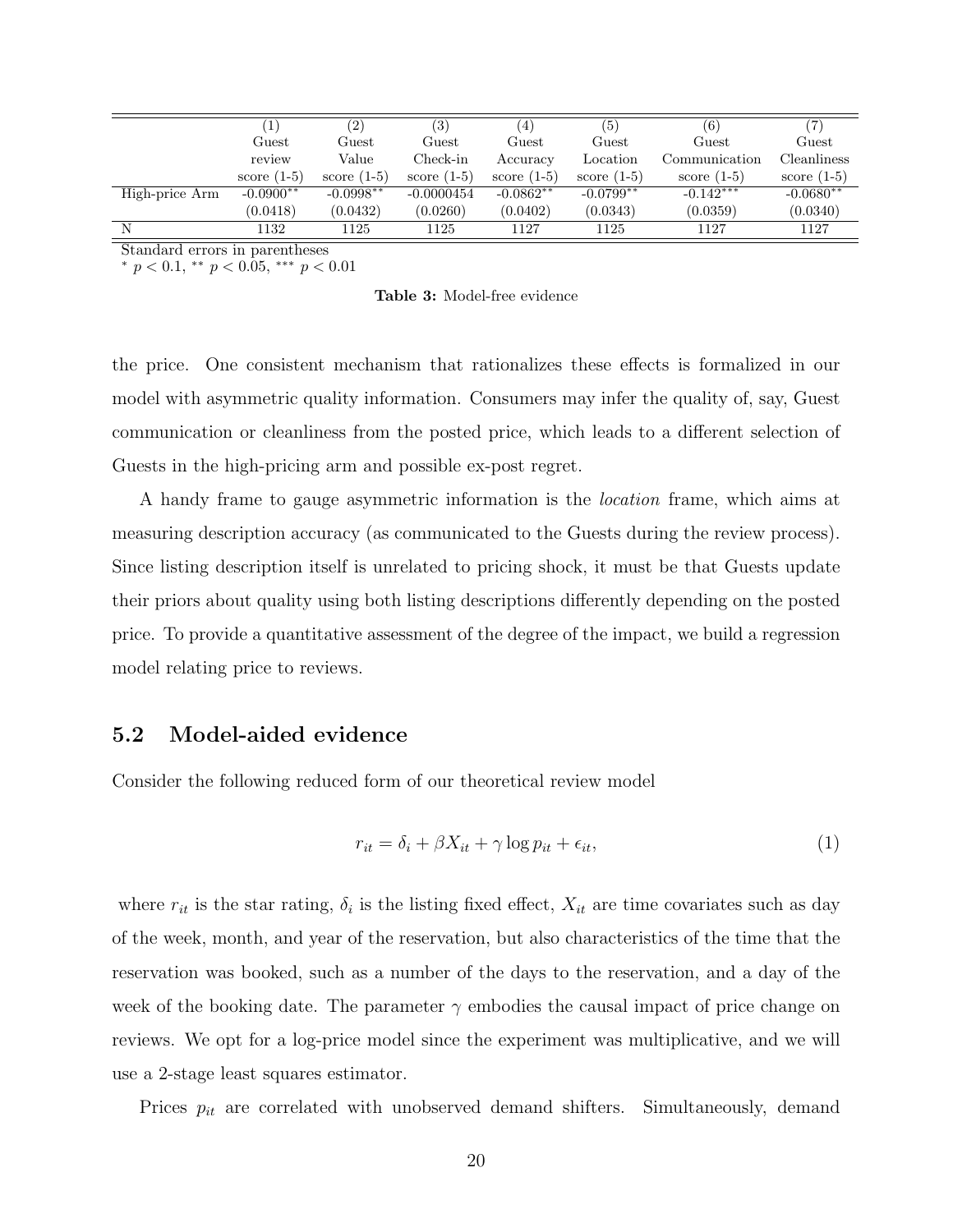| | (1) Guest review score (1-5) | (2) Guest Value score (1-5) | (3) Guest Check-in score (1-5) | (4) Guest Accuracy score (1-5) | (5) Guest Location score (1-5) | (6) Guest Communication score (1-5) | (7) Guest Cleanliness score (1-5) |
|---|---|---|---|---|---|---|---|
| High-price Arm | -0.0900** | -0.0998** | -0.0000454 | -0.0862** | -0.0799** | -0.142*** | -0.0680** |
| | (0.0418) | (0.0432) | (0.0260) | (0.0402) | (0.0343) | (0.0359) | (0.0340) |
| N | 1132 | 1125 | 1125 | 1127 | 1125 | 1127 | 1127 |

Standard errors in parentheses
* $p < 0.1$, ** $p < 0.05$, *** $p < 0.01$

**Table 3:** Model-free evidence

the price. One consistent mechanism that rationalizes these effects is formalized in our model with asymmetric quality information. Consumers may infer the quality of, say, Guest communication or cleanliness from the posted price, which leads to a different selection of Guests in the high-pricing arm and possible ex-post regret.

A handy frame to gauge asymmetric information is the *location* frame, which aims at measuring description accuracy (as communicated to the Guests during the review process). Since listing description itself is unrelated to pricing shock, it must be that Guests update their priors about quality using both listing descriptions differently depending on the posted price. To provide a quantitative assessment of the degree of the impact, we build a regression model relating price to reviews.

## 5.2 Model-aided evidence

Consider the following reduced form of our theoretical review model

$$r_{it} = \delta_i + \beta X_{it} + \gamma \log p_{it} + \epsilon_{it}, \tag{1}$$

where $r_{it}$ is the star rating, $\delta_i$ is the listing fixed effect, $X_{it}$ are time covariates such as day of the week, month, and year of the reservation, but also characteristics of the time that the reservation was booked, such as a number of the days to the reservation, and a day of the week of the booking date. The parameter $\gamma$ embodies the causal impact of price change on reviews. We opt for a log-price model since the experiment was multiplicative, and we will use a 2-stage least squares estimator.

Prices $p_{it}$ are correlated with unobserved demand shifters. Simultaneously, demand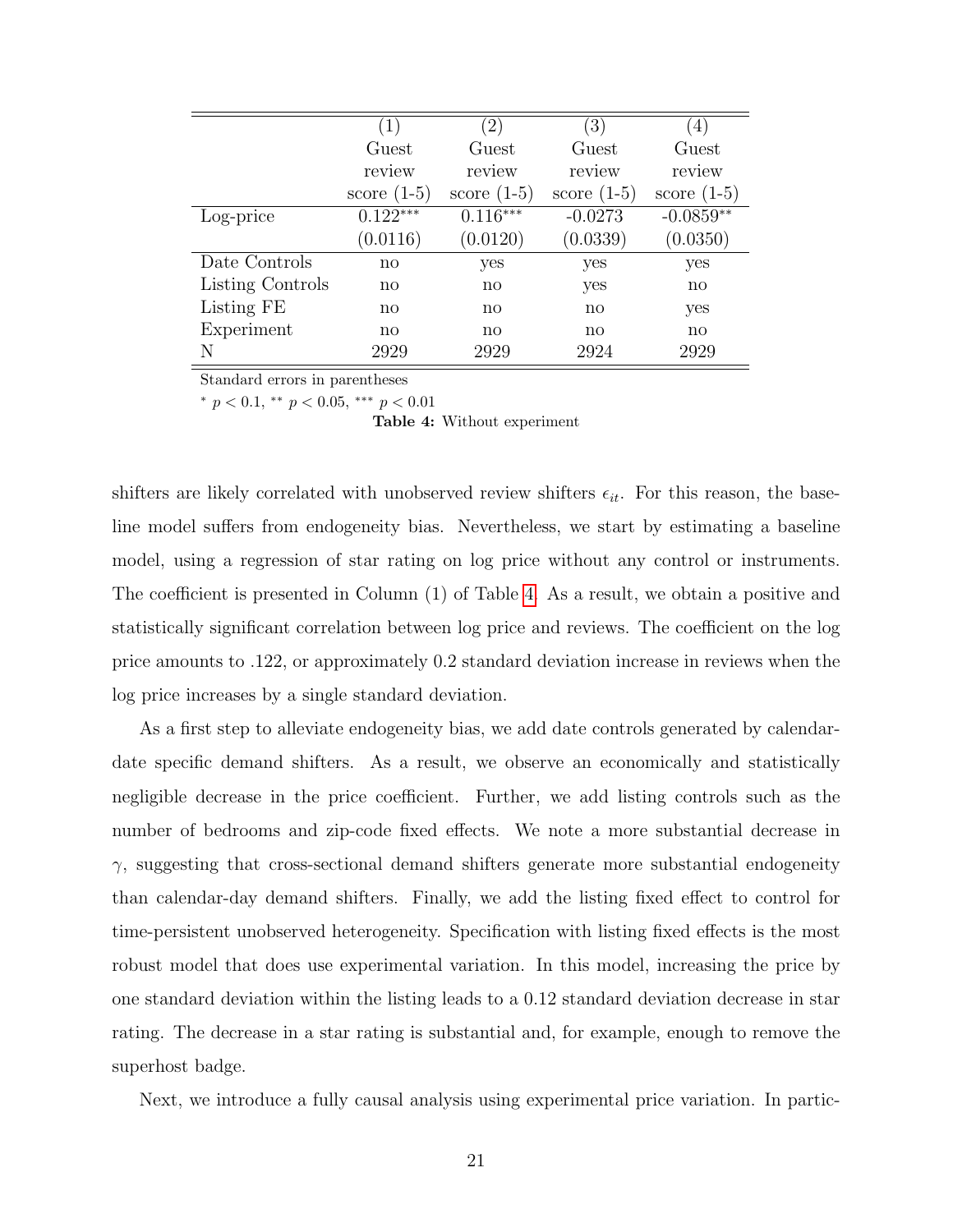|  | (1) | (2) | (3) | (4) |
|---|---|---|---|---|
|  | Guest review score (1-5) | Guest review score (1-5) | Guest review score (1-5) | Guest review score (1-5) |
| Log-price | 0.122*** | 0.116*** | -0.0273 | -0.0859** |
|  | (0.0116) | (0.0120) | (0.0339) | (0.0350) |
| Date Controls | no | yes | yes | yes |
| Listing Controls | no | no | yes | no |
| Listing FE | no | no | no | yes |
| Experiment | no | no | no | no |
| N | 2929 | 2929 | 2924 | 2929 |

Standard errors in parentheses

* $p < 0.1$, ** $p < 0.05$, *** $p < 0.01$

**Table 4:** Without experiment

shifters are likely correlated with unobserved review shifters $\epsilon_{it}$. For this reason, the baseline model suffers from endogeneity bias. Nevertheless, we start by estimating a baseline model, using a regression of star rating on log price without any control or instruments. The coefficient is presented in Column (1) of Table 4. As a result, we obtain a positive and statistically significant correlation between log price and reviews. The coefficient on the log price amounts to .122, or approximately 0.2 standard deviation increase in reviews when the log price increases by a single standard deviation.

As a first step to alleviate endogeneity bias, we add date controls generated by calendar-date specific demand shifters. As a result, we observe an economically and statistically negligible decrease in the price coefficient. Further, we add listing controls such as the number of bedrooms and zip-code fixed effects. We note a more substantial decrease in $\gamma$, suggesting that cross-sectional demand shifters generate more substantial endogeneity than calendar-day demand shifters. Finally, we add the listing fixed effect to control for time-persistent unobserved heterogeneity. Specification with listing fixed effects is the most robust model that does use experimental variation. In this model, increasing the price by one standard deviation within the listing leads to a 0.12 standard deviation decrease in star rating. The decrease in a star rating is substantial and, for example, enough to remove the superhost badge.

Next, we introduce a fully causal analysis using experimental price variation. In partic-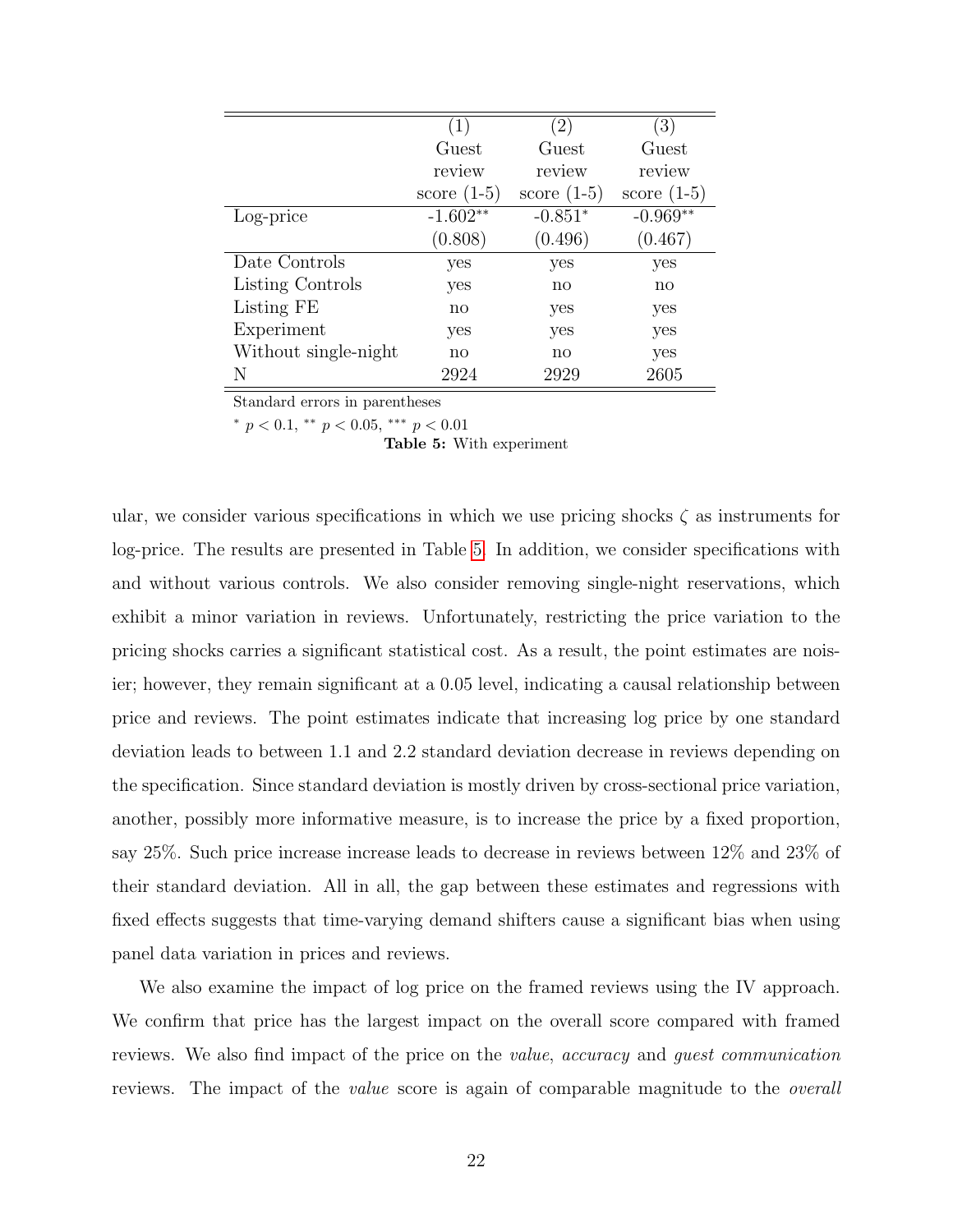|  | (1) | (2) | (3) |
|---|---|---|---|
|  | Guest review score (1-5) | Guest review score (1-5) | Guest review score (1-5) |
| Log-price | -1.602** | -0.851* | -0.969** |
|  | (0.808) | (0.496) | (0.467) |
| Date Controls | yes | yes | yes |
| Listing Controls | yes | no | no |
| Listing FE | no | yes | yes |
| Experiment | yes | yes | yes |
| Without single-night | no | no | yes |
| N | 2924 | 2929 | 2605 |

Standard errors in parentheses

* $p < 0.1$, ** $p < 0.05$, *** $p < 0.01$

**Table 5:** With experiment

ular, we consider various specifications in which we use pricing shocks $\zeta$ as instruments for log-price. The results are presented in Table 5. In addition, we consider specifications with and without various controls. We also consider removing single-night reservations, which exhibit a minor variation in reviews. Unfortunately, restricting the price variation to the pricing shocks carries a significant statistical cost. As a result, the point estimates are noisier; however, they remain significant at a 0.05 level, indicating a causal relationship between price and reviews. The point estimates indicate that increasing log price by one standard deviation leads to between 1.1 and 2.2 standard deviation decrease in reviews depending on the specification. Since standard deviation is mostly driven by cross-sectional price variation, another, possibly more informative measure, is to increase the price by a fixed proportion, say 25%. Such price increase increase leads to decrease in reviews between 12% and 23% of their standard deviation. All in all, the gap between these estimates and regressions with fixed effects suggests that time-varying demand shifters cause a significant bias when using panel data variation in prices and reviews.

We also examine the impact of log price on the framed reviews using the IV approach. We confirm that price has the largest impact on the overall score compared with framed reviews. We also find impact of the price on the *value*, *accuracy* and *guest communication* reviews. The impact of the *value* score is again of comparable magnitude to the *overall*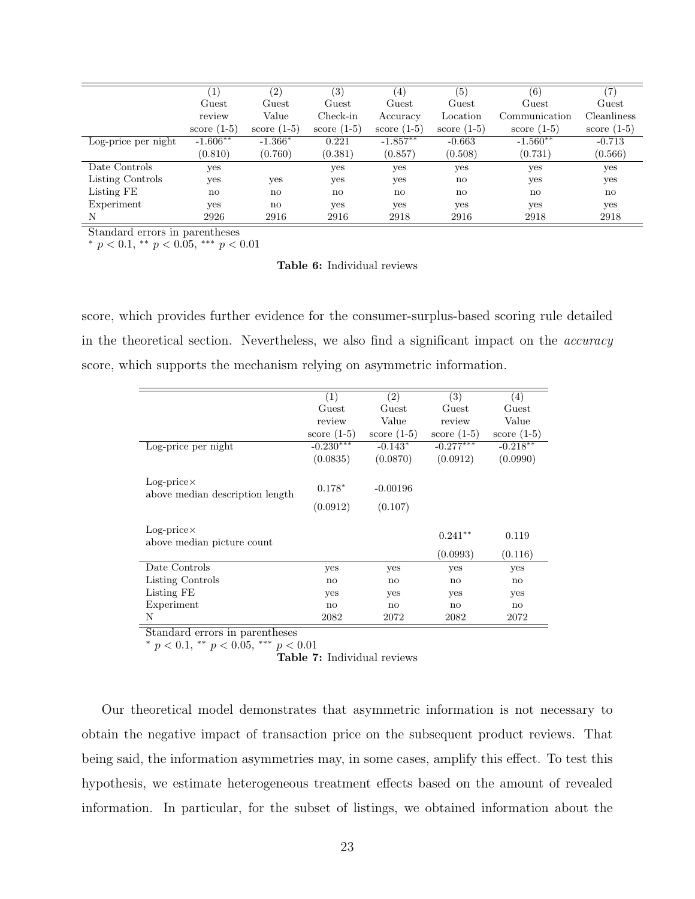| | (1) | (2) | (3) | (4) | (5) | (6) | (7) |
|---|---|---|---|---|---|---|---|
| | Guest review score (1-5) | Guest Value score (1-5) | Guest Check-in score (1-5) | Guest Accuracy score (1-5) | Guest Location score (1-5) | Guest Communication score (1-5) | Guest Cleanliness score (1-5) |
| Log-price per night | -1.606** | -1.366* | 0.221 | -1.857** | -0.663 | -1.560** | -0.713 |
| | (0.810) | (0.760) | (0.381) | (0.857) | (0.508) | (0.731) | (0.566) |
| Date Controls | yes | | yes | yes | yes | yes | yes |
| Listing Controls | yes | yes | yes | yes | no | yes | yes |
| Listing FE | no | no | no | no | no | no | no |
| Experiment | yes | no | yes | yes | yes | yes | yes |
| N | 2926 | 2916 | 2916 | 2918 | 2916 | 2918 | 2918 |

Standard errors in parentheses
* $p < 0.1$, ** $p < 0.05$, *** $p < 0.01$

**Table 6:** Individual reviews

score, which provides further evidence for the consumer-surplus-based scoring rule detailed in the theoretical section. Nevertheless, we also find a significant impact on the *accuracy* score, which supports the mechanism relying on asymmetric information.

| | (1) | (2) | (3) | (4) |
|---|---|---|---|---|
| | Guest review score (1-5) | Guest Value score (1-5) | Guest review score (1-5) | Guest Value score (1-5) |
| Log-price per night | -0.230*** | -0.143* | -0.277*** | -0.218** |
| | (0.0835) | (0.0870) | (0.0912) | (0.0990) |
| Log-price× above median description length | 0.178* | -0.00196 | | |
| | (0.0912) | (0.107) | | |
| Log-price× above median picture count | | | 0.241** | 0.119 |
| | | | (0.0993) | (0.116) |
| Date Controls | yes | yes | yes | yes |
| Listing Controls | no | no | no | no |
| Listing FE | yes | yes | yes | yes |
| Experiment | no | no | no | no |
| N | 2082 | 2072 | 2082 | 2072 |

Standard errors in parentheses
* $p < 0.1$, ** $p < 0.05$, *** $p < 0.01$

**Table 7:** Individual reviews

Our theoretical model demonstrates that asymmetric information is not necessary to obtain the negative impact of transaction price on the subsequent product reviews. That being said, the information asymmetries may, in some cases, amplify this effect. To test this hypothesis, we estimate heterogeneous treatment effects based on the amount of revealed information. In particular, for the subset of listings, we obtained information about the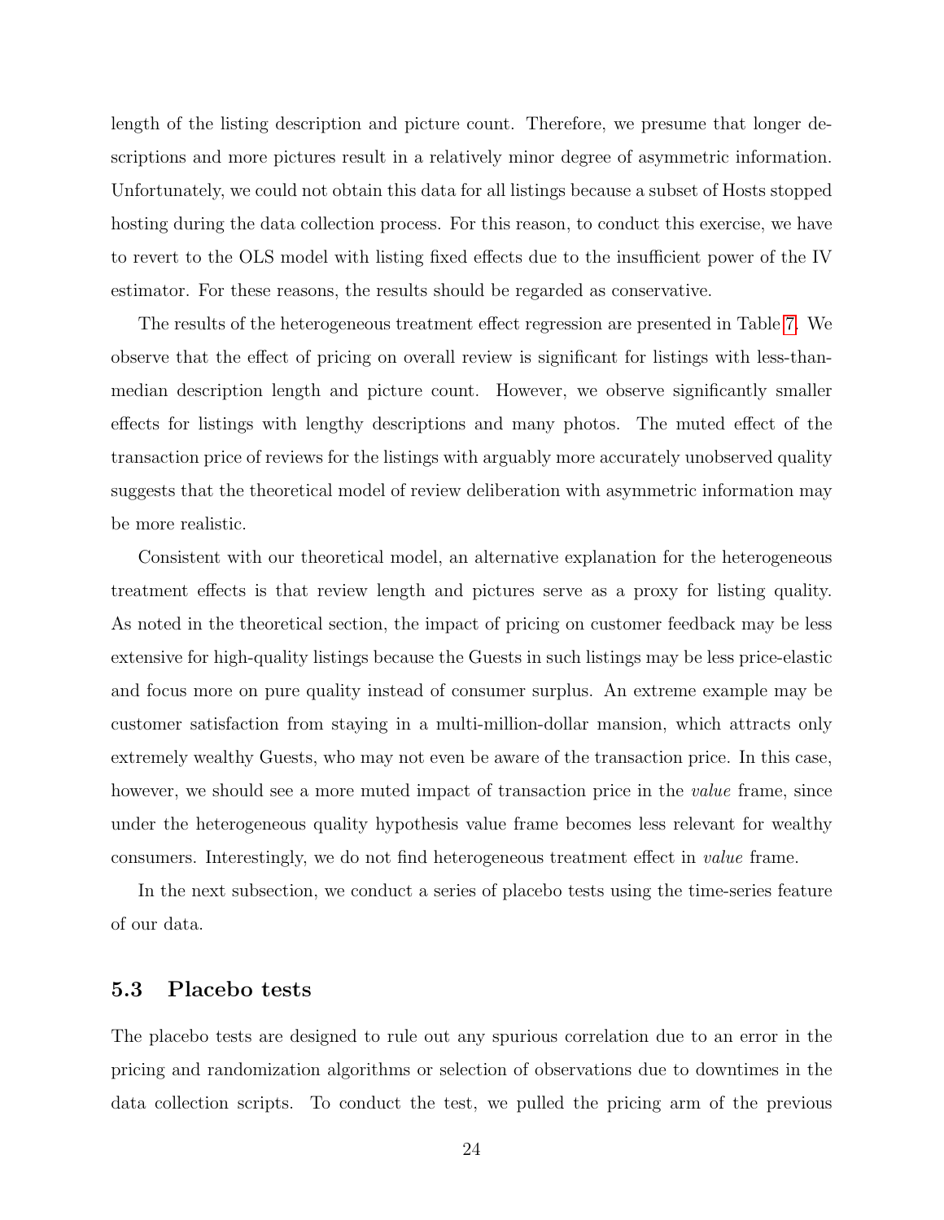length of the listing description and picture count. Therefore, we presume that longer descriptions and more pictures result in a relatively minor degree of asymmetric information. Unfortunately, we could not obtain this data for all listings because a subset of Hosts stopped hosting during the data collection process. For this reason, to conduct this exercise, we have to revert to the OLS model with listing fixed effects due to the insufficient power of the IV estimator. For these reasons, the results should be regarded as conservative.

The results of the heterogeneous treatment effect regression are presented in Table 7. We observe that the effect of pricing on overall review is significant for listings with less-than-median description length and picture count. However, we observe significantly smaller effects for listings with lengthy descriptions and many photos. The muted effect of the transaction price of reviews for the listings with arguably more accurately unobserved quality suggests that the theoretical model of review deliberation with asymmetric information may be more realistic.

Consistent with our theoretical model, an alternative explanation for the heterogeneous treatment effects is that review length and pictures serve as a proxy for listing quality. As noted in the theoretical section, the impact of pricing on customer feedback may be less extensive for high-quality listings because the Guests in such listings may be less price-elastic and focus more on pure quality instead of consumer surplus. An extreme example may be customer satisfaction from staying in a multi-million-dollar mansion, which attracts only extremely wealthy Guests, who may not even be aware of the transaction price. In this case, however, we should see a more muted impact of transaction price in the *value* frame, since under the heterogeneous quality hypothesis value frame becomes less relevant for wealthy consumers. Interestingly, we do not find heterogeneous treatment effect in *value* frame.

In the next subsection, we conduct a series of placebo tests using the time-series feature of our data.

### 5.3 Placebo tests

The placebo tests are designed to rule out any spurious correlation due to an error in the pricing and randomization algorithms or selection of observations due to downtimes in the data collection scripts. To conduct the test, we pulled the pricing arm of the previous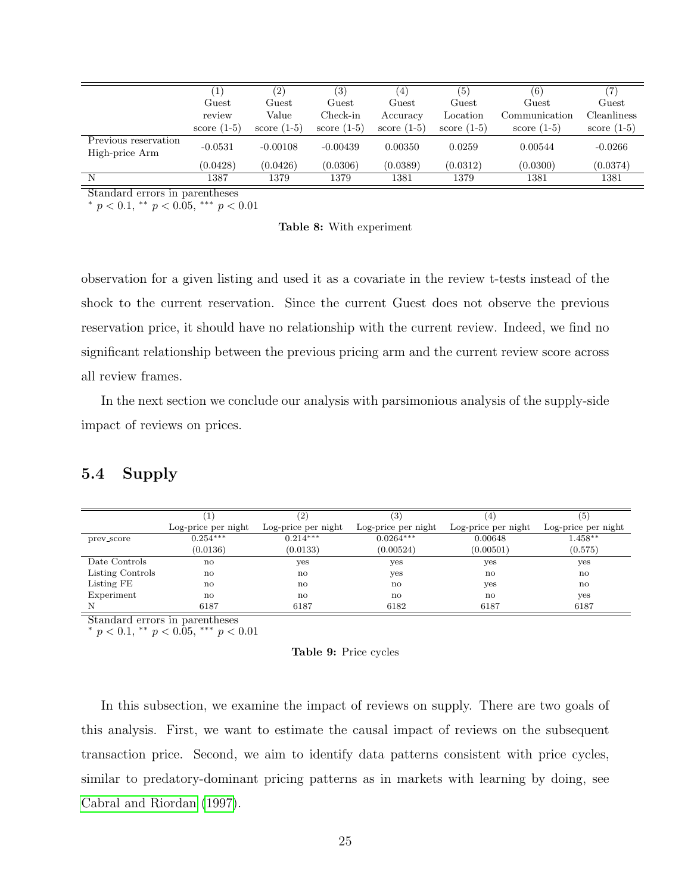| | (1) Guest review score (1-5) | (2) Guest Value score (1-5) | (3) Guest Check-in score (1-5) | (4) Guest Accuracy score (1-5) | (5) Guest Location score (1-5) | (6) Guest Communication score (1-5) | (7) Guest Cleanliness score (1-5) |
|---|---|---|---|---|---|---|---|
| Previous reservation High-price Arm | -0.0531 | -0.00108 | -0.00439 | 0.00350 | 0.0259 | 0.00544 | -0.0266 |
| | (0.0428) | (0.0426) | (0.0306) | (0.0389) | (0.0312) | (0.0300) | (0.0374) |
| N | 1387 | 1379 | 1379 | 1381 | 1379 | 1381 | 1381 |

Standard errors in parentheses
$^{*}$ $p < 0.1$, $^{**}$ $p < 0.05$, $^{***}$ $p < 0.01$

**Table 8:** With experiment

observation for a given listing and used it as a covariate in the review t-tests instead of the shock to the current reservation. Since the current Guest does not observe the previous reservation price, it should have no relationship with the current review. Indeed, we find no significant relationship between the previous pricing arm and the current review score across all review frames.

In the next section we conclude our analysis with parsimonious analysis of the supply-side impact of reviews on prices.

## 5.4 Supply

| | (1) Log-price per night | (2) Log-price per night | (3) Log-price per night | (4) Log-price per night | (5) Log-price per night |
|---|---|---|---|---|---|
| prev_score | 0.254$^{***}$ | 0.214$^{***}$ | 0.0264$^{***}$ | 0.00648 | 1.458$^{**}$ |
| | (0.0136) | (0.0133) | (0.00524) | (0.00501) | (0.575) |
| Date Controls | no | yes | yes | yes | yes |
| Listing Controls | no | no | yes | no | no |
| Listing FE | no | no | no | yes | no |
| Experiment | no | no | no | no | yes |
| N | 6187 | 6187 | 6182 | 6187 | 6187 |

Standard errors in parentheses
$^{*}$ $p < 0.1$, $^{**}$ $p < 0.05$, $^{***}$ $p < 0.01$

**Table 9:** Price cycles

In this subsection, we examine the impact of reviews on supply. There are two goals of this analysis. First, we want to estimate the causal impact of reviews on the subsequent transaction price. Second, we aim to identify data patterns consistent with price cycles, similar to predatory-dominant pricing patterns as in markets with learning by doing, see Cabral and Riordan (1997).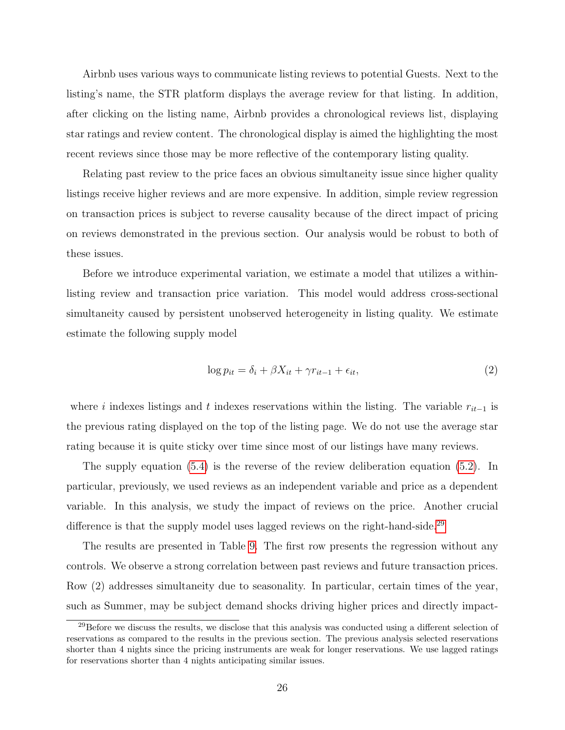Airbnb uses various ways to communicate listing reviews to potential Guests. Next to the listing's name, the STR platform displays the average review for that listing. In addition, after clicking on the listing name, Airbnb provides a chronological reviews list, displaying star ratings and review content. The chronological display is aimed the highlighting the most recent reviews since those may be more reflective of the contemporary listing quality.

Relating past review to the price faces an obvious simultaneity issue since higher quality listings receive higher reviews and are more expensive. In addition, simple review regression on transaction prices is subject to reverse causality because of the direct impact of pricing on reviews demonstrated in the previous section. Our analysis would be robust to both of these issues.

Before we introduce experimental variation, we estimate a model that utilizes a within-listing review and transaction price variation. This model would address cross-sectional simultaneity caused by persistent unobserved heterogeneity in listing quality. We estimate estimate the following supply model

$$\log p_{it} = \delta_i + \beta X_{it} + \gamma r_{it-1} + \epsilon_{it}, \tag{2}$$

where $i$ indexes listings and $t$ indexes reservations within the listing. The variable $r_{it-1}$ is the previous rating displayed on the top of the listing page. We do not use the average star rating because it is quite sticky over time since most of our listings have many reviews.

The supply equation (5.4) is the reverse of the review deliberation equation (5.2). In particular, previously, we used reviews as an independent variable and price as a dependent variable. In this analysis, we study the impact of reviews on the price. Another crucial difference is that the supply model uses lagged reviews on the right-hand-side.[29]

The results are presented in Table 9. The first row presents the regression without any controls. We observe a strong correlation between past reviews and future transaction prices. Row (2) addresses simultaneity due to seasonality. In particular, certain times of the year, such as Summer, may be subject demand shocks driving higher prices and directly impact-

[29]Before we discuss the results, we disclose that this analysis was conducted using a different selection of reservations as compared to the results in the previous section. The previous analysis selected reservations shorter than 4 nights since the pricing instruments are weak for longer reservations. We use lagged ratings for reservations shorter than 4 nights anticipating similar issues.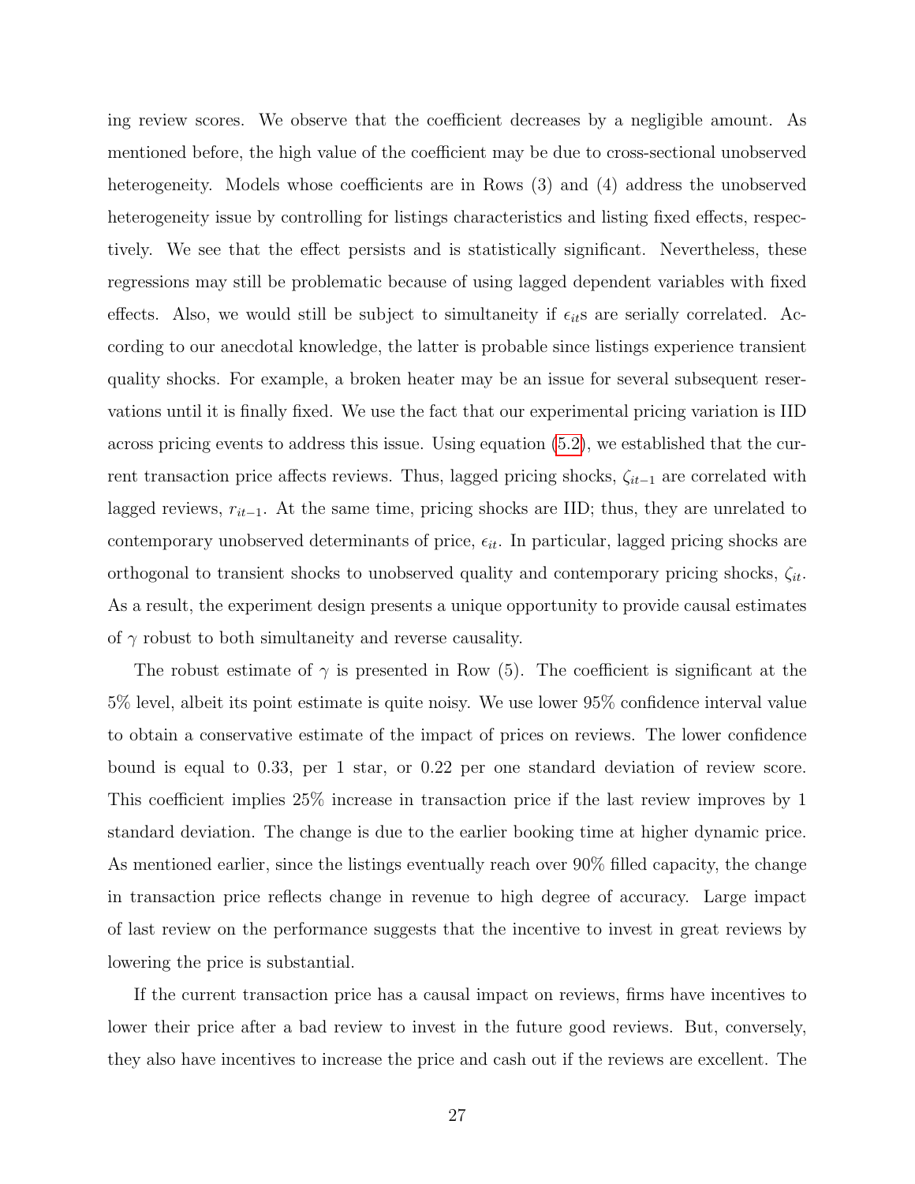ing review scores. We observe that the coefficient decreases by a negligible amount. As mentioned before, the high value of the coefficient may be due to cross-sectional unobserved heterogeneity. Models whose coefficients are in Rows (3) and (4) address the unobserved heterogeneity issue by controlling for listings characteristics and listing fixed effects, respectively. We see that the effect persists and is statistically significant. Nevertheless, these regressions may still be problematic because of using lagged dependent variables with fixed effects. Also, we would still be subject to simultaneity if $\epsilon_{it}$s are serially correlated. According to our anecdotal knowledge, the latter is probable since listings experience transient quality shocks. For example, a broken heater may be an issue for several subsequent reservations until it is finally fixed. We use the fact that our experimental pricing variation is IID across pricing events to address this issue. Using equation (5.2), we established that the current transaction price affects reviews. Thus, lagged pricing shocks, $\zeta_{it-1}$ are correlated with lagged reviews, $r_{it-1}$. At the same time, pricing shocks are IID; thus, they are unrelated to contemporary unobserved determinants of price, $\epsilon_{it}$. In particular, lagged pricing shocks are orthogonal to transient shocks to unobserved quality and contemporary pricing shocks, $\zeta_{it}$. As a result, the experiment design presents a unique opportunity to provide causal estimates of $\gamma$ robust to both simultaneity and reverse causality.

The robust estimate of $\gamma$ is presented in Row (5). The coefficient is significant at the 5% level, albeit its point estimate is quite noisy. We use lower 95% confidence interval value to obtain a conservative estimate of the impact of prices on reviews. The lower confidence bound is equal to 0.33, per 1 star, or 0.22 per one standard deviation of review score. This coefficient implies 25% increase in transaction price if the last review improves by 1 standard deviation. The change is due to the earlier booking time at higher dynamic price. As mentioned earlier, since the listings eventually reach over 90% filled capacity, the change in transaction price reflects change in revenue to high degree of accuracy. Large impact of last review on the performance suggests that the incentive to invest in great reviews by lowering the price is substantial.

If the current transaction price has a causal impact on reviews, firms have incentives to lower their price after a bad review to invest in the future good reviews. But, conversely, they also have incentives to increase the price and cash out if the reviews are excellent. The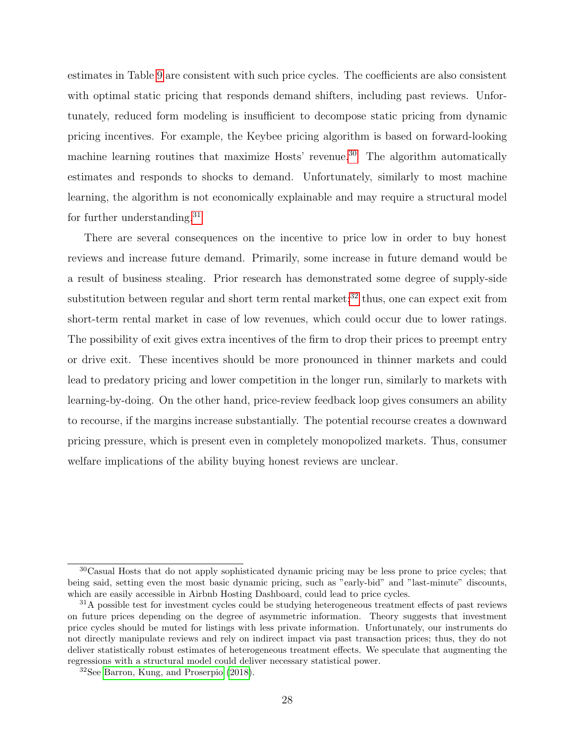estimates in Table 9 are consistent with such price cycles. The coefficients are also consistent with optimal static pricing that responds demand shifters, including past reviews. Unfortunately, reduced form modeling is insufficient to decompose static pricing from dynamic pricing incentives. For example, the Keybee pricing algorithm is based on forward-looking machine learning routines that maximize Hosts' revenue.[30] The algorithm automatically estimates and responds to shocks to demand. Unfortunately, similarly to most machine learning, the algorithm is not economically explainable and may require a structural model for further understanding.[31]

There are several consequences on the incentive to price low in order to buy honest reviews and increase future demand. Primarily, some increase in future demand would be a result of business stealing. Prior research has demonstrated some degree of supply-side substitution between regular and short term rental market;[32] thus, one can expect exit from short-term rental market in case of low revenues, which could occur due to lower ratings. The possibility of exit gives extra incentives of the firm to drop their prices to preempt entry or drive exit. These incentives should be more pronounced in thinner markets and could lead to predatory pricing and lower competition in the longer run, similarly to markets with learning-by-doing. On the other hand, price-review feedback loop gives consumers an ability to recourse, if the margins increase substantially. The potential recourse creates a downward pricing pressure, which is present even in completely monopolized markets. Thus, consumer welfare implications of the ability buying honest reviews are unclear.

---

[30] Casual Hosts that do not apply sophisticated dynamic pricing may be less prone to price cycles; that being said, setting even the most basic dynamic pricing, such as "early-bid" and "last-minute" discounts, which are easily accessible in Airbnb Hosting Dashboard, could lead to price cycles.

[31] A possible test for investment cycles could be studying heterogeneous treatment effects of past reviews on future prices depending on the degree of asymmetric information. Theory suggests that investment price cycles should be muted for listings with less private information. Unfortunately, our instruments do not directly manipulate reviews and rely on indirect impact via past transaction prices; thus, they do not deliver statistically robust estimates of heterogeneous treatment effects. We speculate that augmenting the regressions with a structural model could deliver necessary statistical power.

[32] See Barron, Kung, and Proserpio (2018).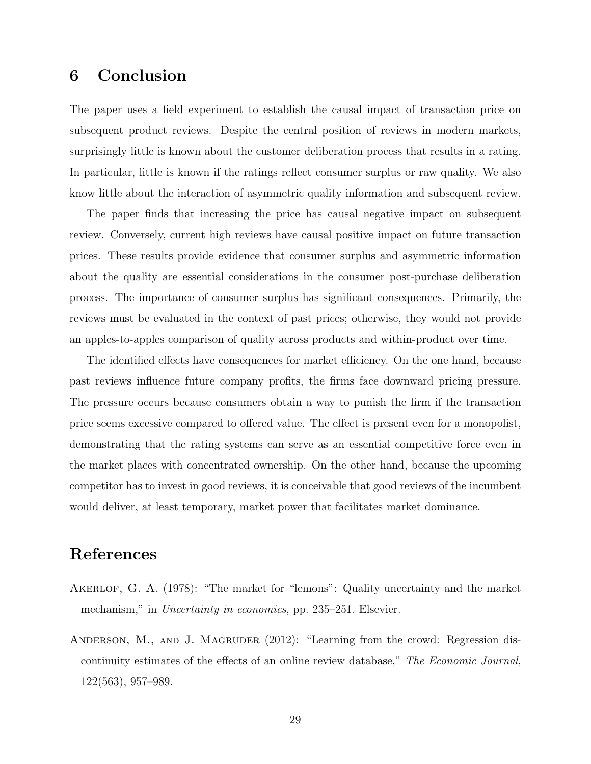## 6 Conclusion

The paper uses a field experiment to establish the causal impact of transaction price on subsequent product reviews. Despite the central position of reviews in modern markets, surprisingly little is known about the customer deliberation process that results in a rating. In particular, little is known if the ratings reflect consumer surplus or raw quality. We also know little about the interaction of asymmetric quality information and subsequent review.

The paper finds that increasing the price has causal negative impact on subsequent review. Conversely, current high reviews have causal positive impact on future transaction prices. These results provide evidence that consumer surplus and asymmetric information about the quality are essential considerations in the consumer post-purchase deliberation process. The importance of consumer surplus has significant consequences. Primarily, the reviews must be evaluated in the context of past prices; otherwise, they would not provide an apples-to-apples comparison of quality across products and within-product over time.

The identified effects have consequences for market efficiency. On the one hand, because past reviews influence future company profits, the firms face downward pricing pressure. The pressure occurs because consumers obtain a way to punish the firm if the transaction price seems excessive compared to offered value. The effect is present even for a monopolist, demonstrating that the rating systems can serve as an essential competitive force even in the market places with concentrated ownership. On the other hand, because the upcoming competitor has to invest in good reviews, it is conceivable that good reviews of the incumbent would deliver, at least temporary, market power that facilitates market dominance.

## References

Akerlof, G. A. (1978): "The market for "lemons": Quality uncertainty and the market mechanism," in *Uncertainty in economics*, pp. 235–251. Elsevier.

Anderson, M., and J. Magruder (2012): "Learning from the crowd: Regression discontinuity estimates of the effects of an online review database," *The Economic Journal*, 122(563), 957–989.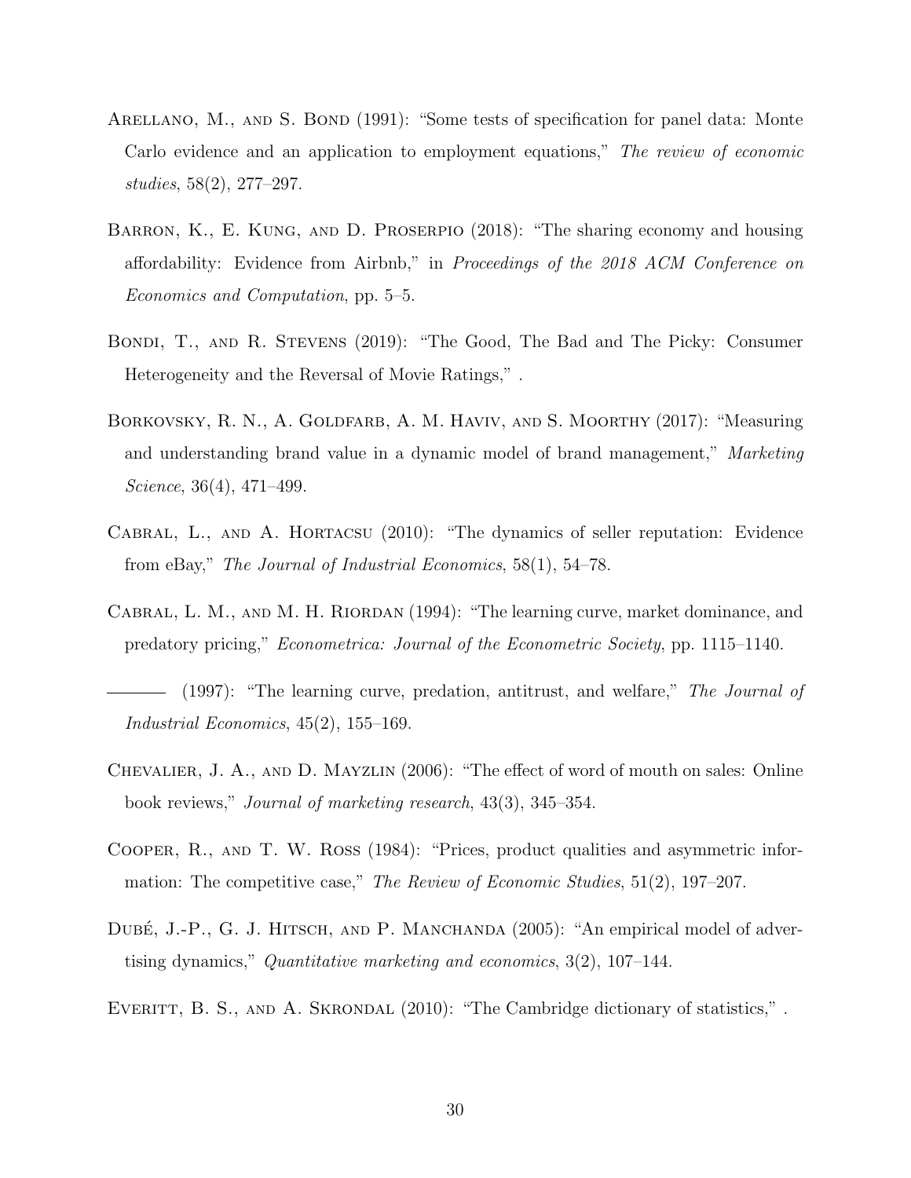Arellano, M., and S. Bond (1991): "Some tests of specification for panel data: Monte Carlo evidence and an application to employment equations," *The review of economic studies*, 58(2), 277–297.

Barron, K., E. Kung, and D. Proserpio (2018): "The sharing economy and housing affordability: Evidence from Airbnb," in *Proceedings of the 2018 ACM Conference on Economics and Computation*, pp. 5–5.

Bondi, T., and R. Stevens (2019): "The Good, The Bad and The Picky: Consumer Heterogeneity and the Reversal of Movie Ratings," .

Borkovsky, R. N., A. Goldfarb, A. M. Haviv, and S. Moorthy (2017): "Measuring and understanding brand value in a dynamic model of brand management," *Marketing Science*, 36(4), 471–499.

Cabral, L., and A. Hortacsu (2010): "The dynamics of seller reputation: Evidence from eBay," *The Journal of Industrial Economics*, 58(1), 54–78.

Cabral, L. M., and M. H. Riordan (1994): "The learning curve, market dominance, and predatory pricing," *Econometrica: Journal of the Econometric Society*, pp. 1115–1140.

——— (1997): "The learning curve, predation, antitrust, and welfare," *The Journal of Industrial Economics*, 45(2), 155–169.

Chevalier, J. A., and D. Mayzlin (2006): "The effect of word of mouth on sales: Online book reviews," *Journal of marketing research*, 43(3), 345–354.

Cooper, R., and T. W. Ross (1984): "Prices, product qualities and asymmetric information: The competitive case," *The Review of Economic Studies*, 51(2), 197–207.

Dubé, J.-P., G. J. Hitsch, and P. Manchanda (2005): "An empirical model of advertising dynamics," *Quantitative marketing and economics*, 3(2), 107–144.

Everitt, B. S., and A. Skrondal (2010): "The Cambridge dictionary of statistics," .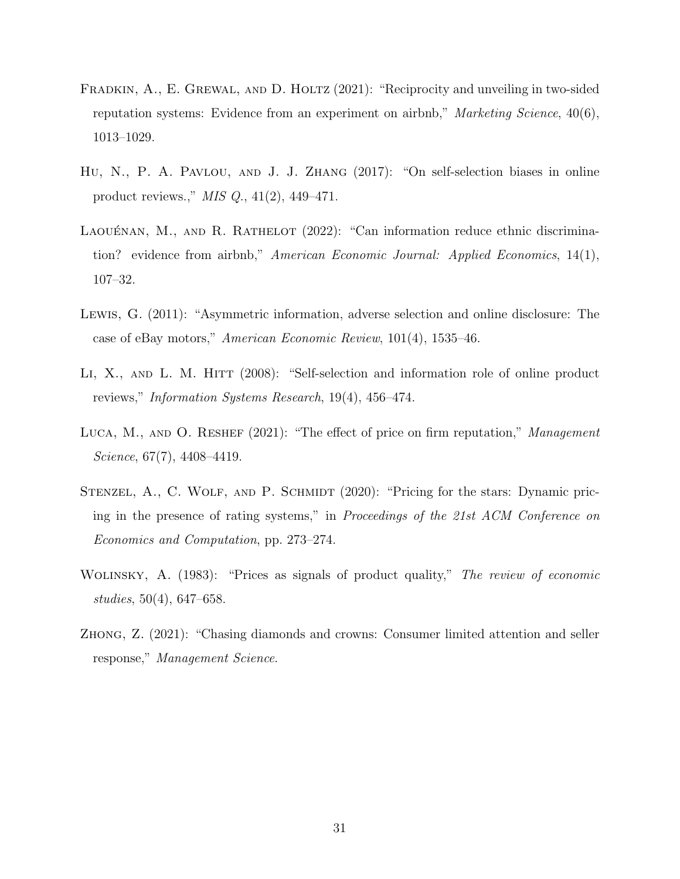Fradkin, A., E. Grewal, and D. Holtz (2021): "Reciprocity and unveiling in two-sided reputation systems: Evidence from an experiment on airbnb," *Marketing Science*, 40(6), 1013–1029.

Hu, N., P. A. Pavlou, and J. J. Zhang (2017): "On self-selection biases in online product reviews.," *MIS Q.*, 41(2), 449–471.

Laouénan, M., and R. Rathelot (2022): "Can information reduce ethnic discrimination? evidence from airbnb," *American Economic Journal: Applied Economics*, 14(1), 107–32.

Lewis, G. (2011): "Asymmetric information, adverse selection and online disclosure: The case of eBay motors," *American Economic Review*, 101(4), 1535–46.

Li, X., and L. M. Hitt (2008): "Self-selection and information role of online product reviews," *Information Systems Research*, 19(4), 456–474.

Luca, M., and O. Reshef (2021): "The effect of price on firm reputation," *Management Science*, 67(7), 4408–4419.

Stenzel, A., C. Wolf, and P. Schmidt (2020): "Pricing for the stars: Dynamic pricing in the presence of rating systems," in *Proceedings of the 21st ACM Conference on Economics and Computation*, pp. 273–274.

Wolinsky, A. (1983): "Prices as signals of product quality," *The review of economic studies*, 50(4), 647–658.

Zhong, Z. (2021): "Chasing diamonds and crowns: Consumer limited attention and seller response," *Management Science*.